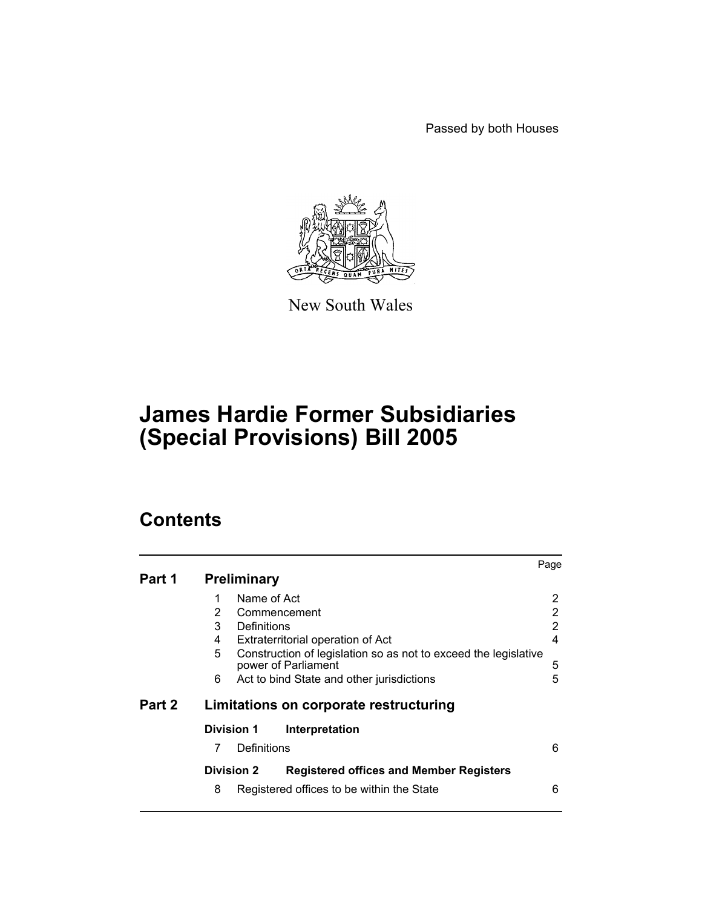Passed by both Houses

New South Wales

# James Hardie Former Subsidiaries (Special Provisions) Bill 2005

## Contents

| | | | Page |
|---|---|---|---|
| **Part 1** | **Preliminary** | | |
| | 1 | Name of Act | 2 |
| | 2 | Commencement | 2 |
| | 3 | Definitions | 2 |
| | 4 | Extraterritorial operation of Act | 4 |
| | 5 | Construction of legislation so as not to exceed the legislative power of Parliament | 5 |
| | 6 | Act to bind State and other jurisdictions | 5 |
| **Part 2** | **Limitations on corporate restructuring** | | |
| | **Division 1** | **Interpretation** | |
| | 7 | Definitions | 6 |
| | **Division 2** | **Registered offices and Member Registers** | |
| | 8 | Registered offices to be within the State | 6 |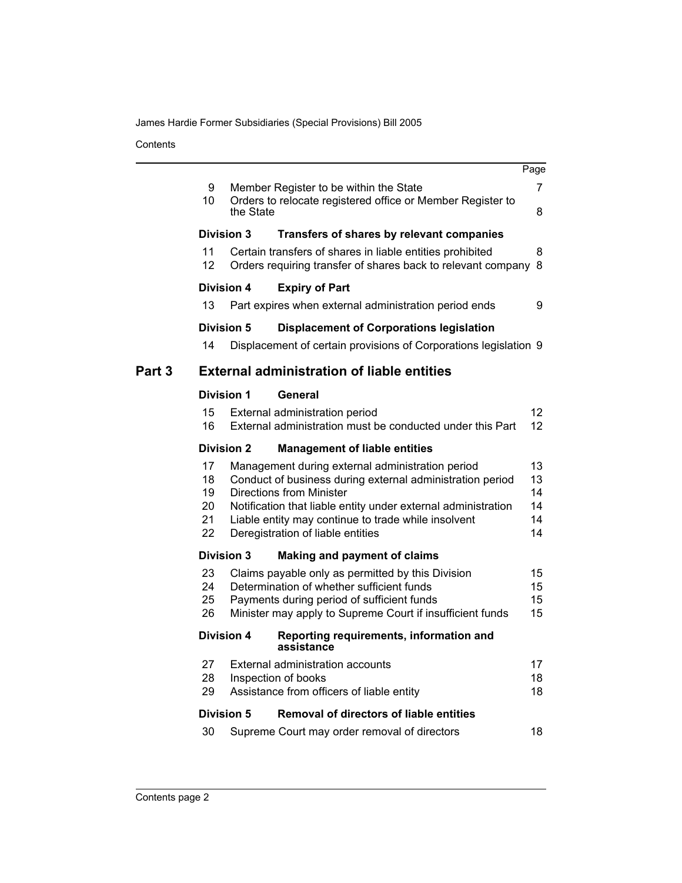| | | Page |
|---|---|---|
| 9 | Member Register to be within the State | 7 |
| 10 | Orders to relocate registered office or Member Register to the State | 8 |
| **Division 3** | **Transfers of shares by relevant companies** | |
| 11 | Certain transfers of shares in liable entities prohibited | 8 |
| 12 | Orders requiring transfer of shares back to relevant company | 8 |
| **Division 4** | **Expiry of Part** | |
| 13 | Part expires when external administration period ends | 9 |
| **Division 5** | **Displacement of Corporations legislation** | |
| 14 | Displacement of certain provisions of Corporations legislation | 9 |

## Part 3 External administration of liable entities

| | | |
|---|---|---|
| **Division 1** | **General** | |
| 15 | External administration period | 12 |
| 16 | External administration must be conducted under this Part | 12 |
| **Division 2** | **Management of liable entities** | |
| 17 | Management during external administration period | 13 |
| 18 | Conduct of business during external administration period | 13 |
| 19 | Directions from Minister | 14 |
| 20 | Notification that liable entity under external administration | 14 |
| 21 | Liable entity may continue to trade while insolvent | 14 |
| 22 | Deregistration of liable entities | 14 |
| **Division 3** | **Making and payment of claims** | |
| 23 | Claims payable only as permitted by this Division | 15 |
| 24 | Determination of whether sufficient funds | 15 |
| 25 | Payments during period of sufficient funds | 15 |
| 26 | Minister may apply to Supreme Court if insufficient funds | 15 |
| **Division 4** | **Reporting requirements, information and assistance** | |
| 27 | External administration accounts | 17 |
| 28 | Inspection of books | 18 |
| 29 | Assistance from officers of liable entity | 18 |
| **Division 5** | **Removal of directors of liable entities** | |
| 30 | Supreme Court may order removal of directors | 18 |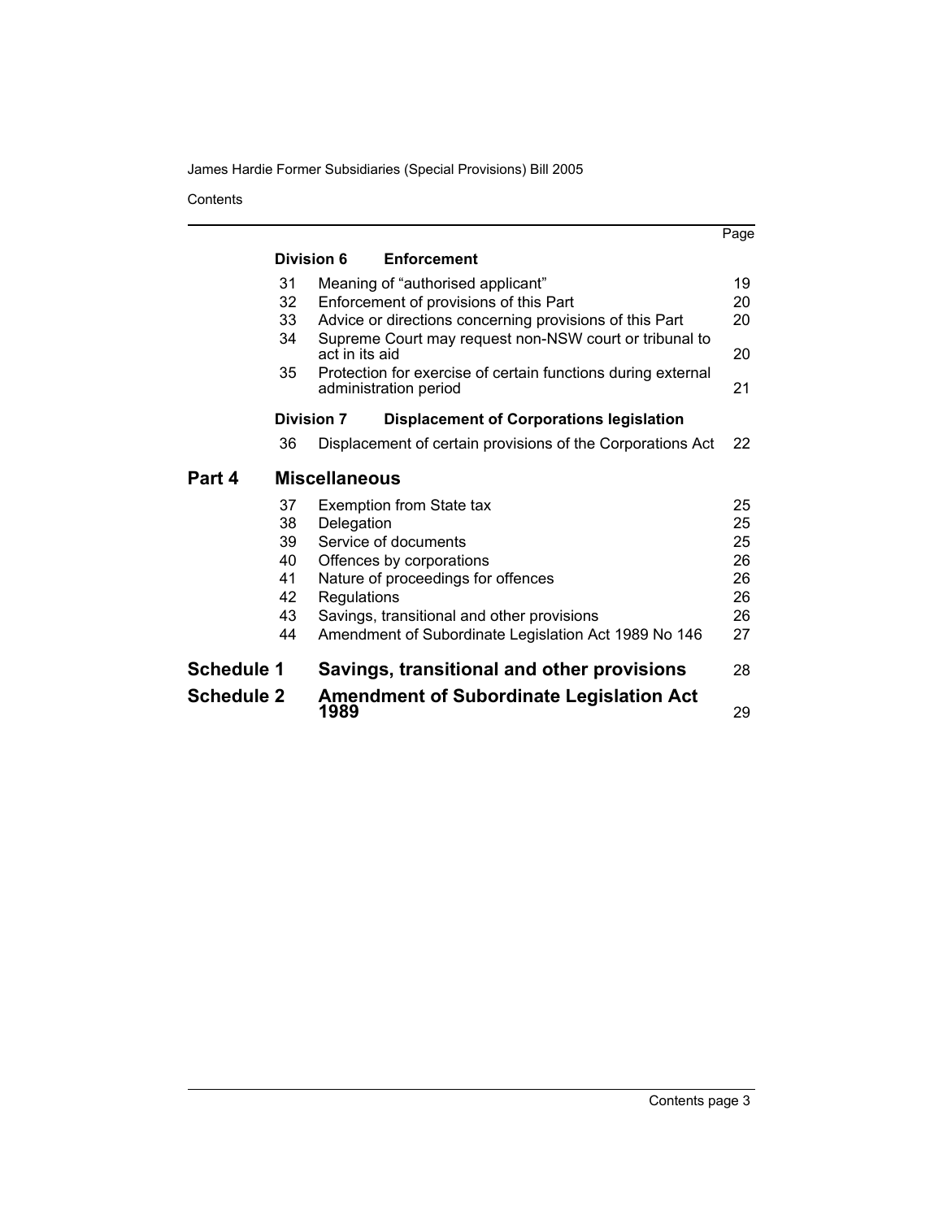| | | | Page |
|---|---|---|---|
| | **Division 6** | **Enforcement** | |
| | 31 | Meaning of "authorised applicant" | 19 |
| | 32 | Enforcement of provisions of this Part | 20 |
| | 33 | Advice or directions concerning provisions of this Part | 20 |
| | 34 | Supreme Court may request non-NSW court or tribunal to act in its aid | 20 |
| | 35 | Protection for exercise of certain functions during external administration period | 21 |
| | **Division 7** | **Displacement of Corporations legislation** | |
| | 36 | Displacement of certain provisions of the Corporations Act | 22 |
| **Part 4** | **Miscellaneous** | | |
| | 37 | Exemption from State tax | 25 |
| | 38 | Delegation | 25 |
| | 39 | Service of documents | 25 |
| | 40 | Offences by corporations | 26 |
| | 41 | Nature of proceedings for offences | 26 |
| | 42 | Regulations | 26 |
| | 43 | Savings, transitional and other provisions | 26 |
| | 44 | Amendment of Subordinate Legislation Act 1989 No 146 | 27 |
| **Schedule 1** | **Savings, transitional and other provisions** | | 28 |
| **Schedule 2** | **Amendment of Subordinate Legislation Act 1989** | | 29 |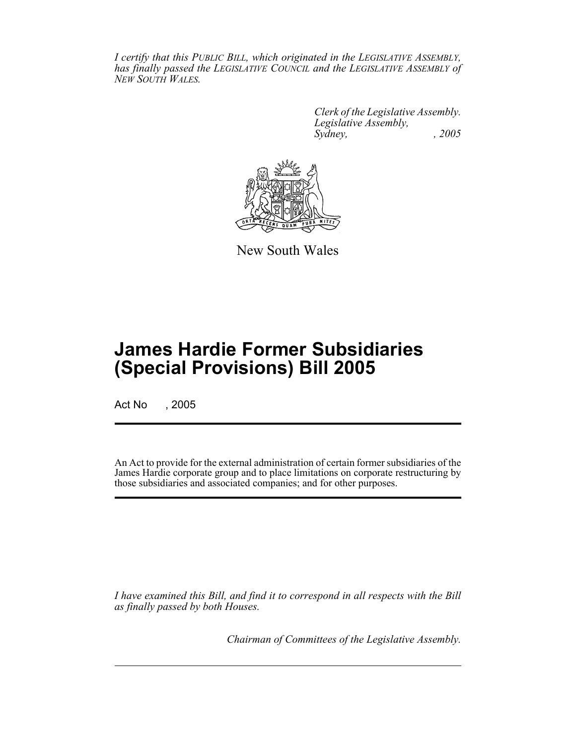*I certify that this PUBLIC BILL, which originated in the LEGISLATIVE ASSEMBLY, has finally passed the LEGISLATIVE COUNCIL and the LEGISLATIVE ASSEMBLY of NEW SOUTH WALES.*

*Clerk of the Legislative Assembly.*
*Legislative Assembly,*
*Sydney, , 2005*

New South Wales

# James Hardie Former Subsidiaries (Special Provisions) Bill 2005

Act No , 2005

An Act to provide for the external administration of certain former subsidiaries of the James Hardie corporate group and to place limitations on corporate restructuring by those subsidiaries and associated companies; and for other purposes.

*I have examined this Bill, and find it to correspond in all respects with the Bill as finally passed by both Houses.*

*Chairman of Committees of the Legislative Assembly.*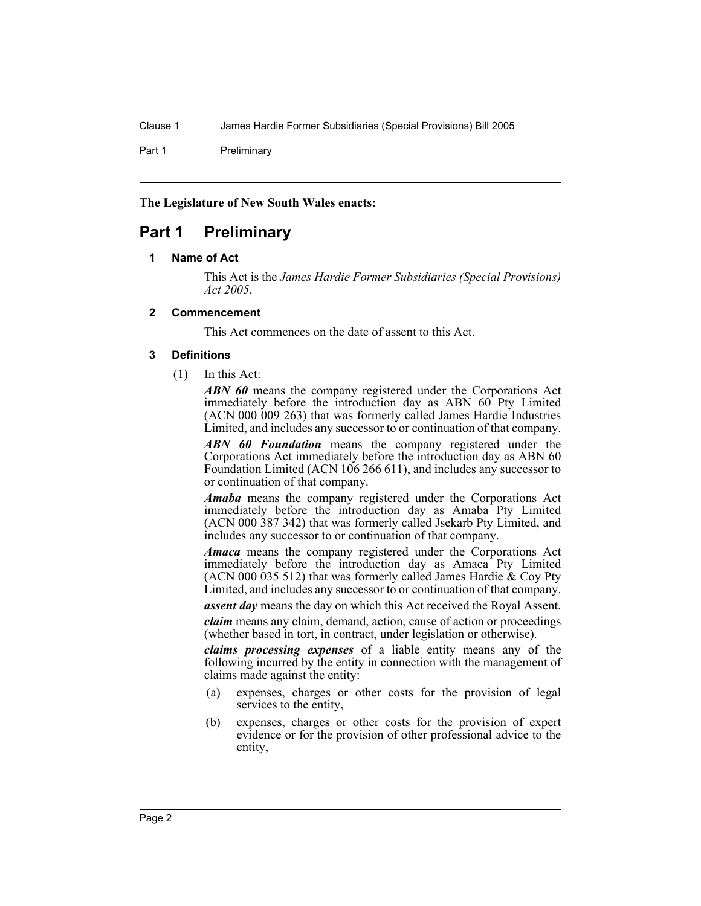**The Legislature of New South Wales enacts:**

# Part 1 Preliminary

## 1 Name of Act

This Act is the *James Hardie Former Subsidiaries (Special Provisions) Act 2005*.

## 2 Commencement

This Act commences on the date of assent to this Act.

## 3 Definitions

(1) In this Act:

***ABN 60*** means the company registered under the Corporations Act immediately before the introduction day as ABN 60 Pty Limited (ACN 000 009 263) that was formerly called James Hardie Industries Limited, and includes any successor to or continuation of that company.

***ABN 60 Foundation*** means the company registered under the Corporations Act immediately before the introduction day as ABN 60 Foundation Limited (ACN 106 266 611), and includes any successor to or continuation of that company.

***Amaba*** means the company registered under the Corporations Act immediately before the introduction day as Amaba Pty Limited (ACN 000 387 342) that was formerly called Jsekarb Pty Limited, and includes any successor to or continuation of that company.

***Amaca*** means the company registered under the Corporations Act immediately before the introduction day as Amaca Pty Limited (ACN 000 035 512) that was formerly called James Hardie & Coy Pty Limited, and includes any successor to or continuation of that company.

***assent day*** means the day on which this Act received the Royal Assent.

***claim*** means any claim, demand, action, cause of action or proceedings (whether based in tort, in contract, under legislation or otherwise).

***claims processing expenses*** of a liable entity means any of the following incurred by the entity in connection with the management of claims made against the entity:

(a) expenses, charges or other costs for the provision of legal services to the entity,

(b) expenses, charges or other costs for the provision of expert evidence or for the provision of other professional advice to the entity,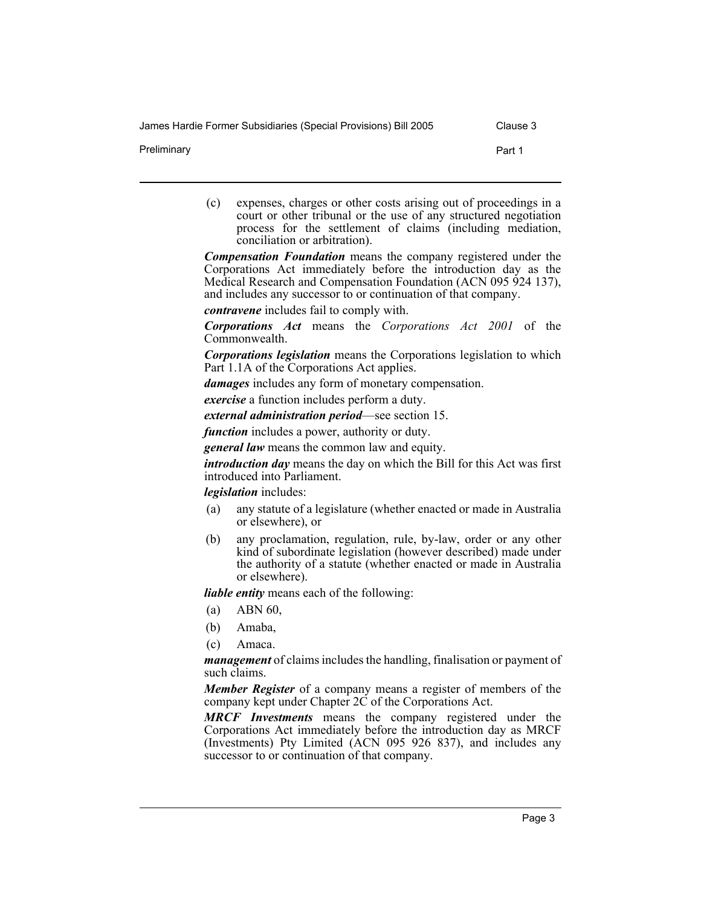(c) expenses, charges or other costs arising out of proceedings in a court or other tribunal or the use of any structured negotiation process for the settlement of claims (including mediation, conciliation or arbitration).

***Compensation Foundation*** means the company registered under the Corporations Act immediately before the introduction day as the Medical Research and Compensation Foundation (ACN 095 924 137), and includes any successor to or continuation of that company.

***contravene*** includes fail to comply with.

***Corporations Act*** means the *Corporations Act 2001* of the Commonwealth.

***Corporations legislation*** means the Corporations legislation to which Part 1.1A of the Corporations Act applies.

***damages*** includes any form of monetary compensation.

***exercise*** a function includes perform a duty.

***external administration period***—see section 15.

***function*** includes a power, authority or duty.

***general law*** means the common law and equity.

***introduction day*** means the day on which the Bill for this Act was first introduced into Parliament.

***legislation*** includes:

(a) any statute of a legislature (whether enacted or made in Australia or elsewhere), or

(b) any proclamation, regulation, rule, by-law, order or any other kind of subordinate legislation (however described) made under the authority of a statute (whether enacted or made in Australia or elsewhere).

***liable entity*** means each of the following:

(a) ABN 60,

(b) Amaba,

(c) Amaca.

***management*** of claims includes the handling, finalisation or payment of such claims.

***Member Register*** of a company means a register of members of the company kept under Chapter 2C of the Corporations Act.

***MRCF Investments*** means the company registered under the Corporations Act immediately before the introduction day as MRCF (Investments) Pty Limited (ACN 095 926 837), and includes any successor to or continuation of that company.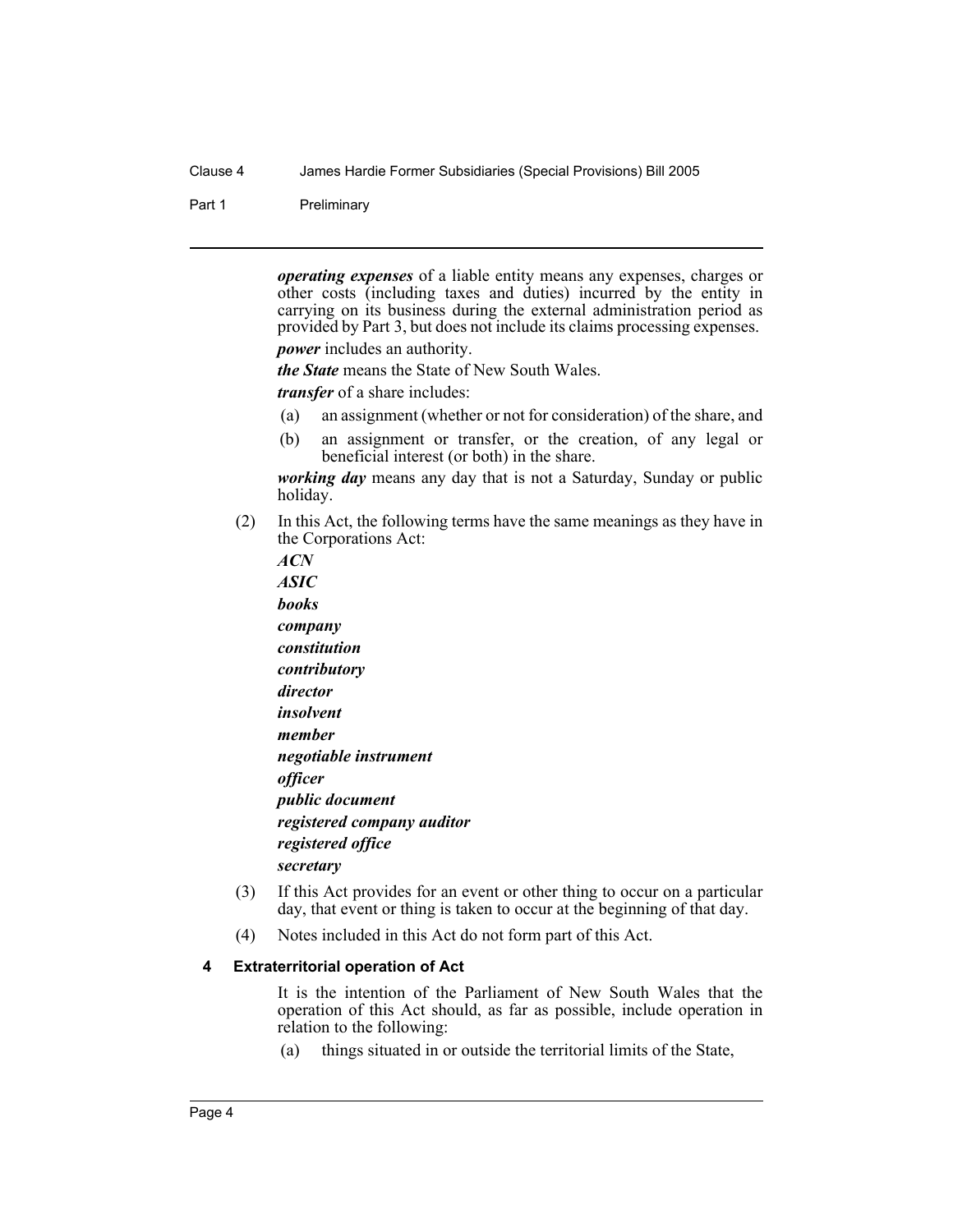***operating expenses*** of a liable entity means any expenses, charges or other costs (including taxes and duties) incurred by the entity in carrying on its business during the external administration period as provided by Part 3, but does not include its claims processing expenses.

***power*** includes an authority.

***the State*** means the State of New South Wales.

***transfer*** of a share includes:

(a) an assignment (whether or not for consideration) of the share, and

(b) an assignment or transfer, or the creation, of any legal or beneficial interest (or both) in the share.

***working day*** means any day that is not a Saturday, Sunday or public holiday.

(2) In this Act, the following terms have the same meanings as they have in the Corporations Act:

***ACN***

***ASIC***

***books***

***company***

***constitution***

***contributory***

***director***

***insolvent***

***member***

***negotiable instrument***

***officer***

***public document***

***registered company auditor***

***registered office***

***secretary***

(3) If this Act provides for an event or other thing to occur on a particular day, that event or thing is taken to occur at the beginning of that day.

(4) Notes included in this Act do not form part of this Act.

### 4 Extraterritorial operation of Act

It is the intention of the Parliament of New South Wales that the operation of this Act should, as far as possible, include operation in relation to the following:

(a) things situated in or outside the territorial limits of the State,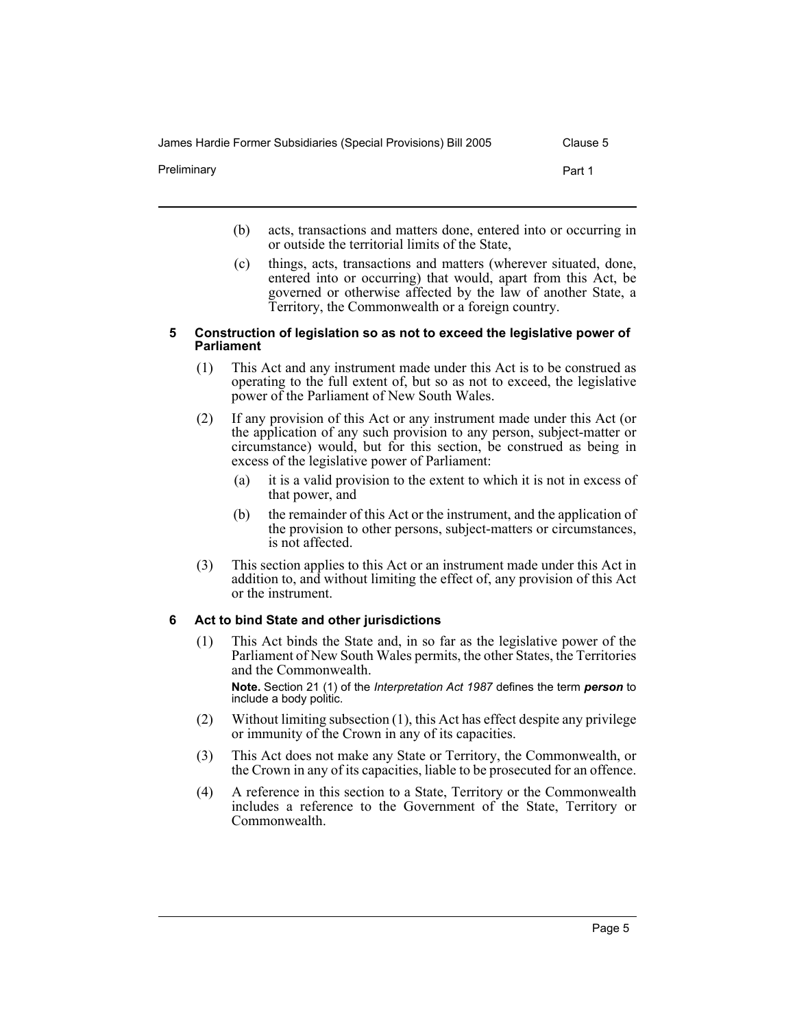(b) acts, transactions and matters done, entered into or occurring in or outside the territorial limits of the State,

(c) things, acts, transactions and matters (wherever situated, done, entered into or occurring) that would, apart from this Act, be governed or otherwise affected by the law of another State, a Territory, the Commonwealth or a foreign country.

### 5 Construction of legislation so as not to exceed the legislative power of Parliament

(1) This Act and any instrument made under this Act is to be construed as operating to the full extent of, but so as not to exceed, the legislative power of the Parliament of New South Wales.

(2) If any provision of this Act or any instrument made under this Act (or the application of any such provision to any person, subject-matter or circumstance) would, but for this section, be construed as being in excess of the legislative power of Parliament:

- (a) it is a valid provision to the extent to which it is not in excess of that power, and
- (b) the remainder of this Act or the instrument, and the application of the provision to other persons, subject-matters or circumstances, is not affected.

(3) This section applies to this Act or an instrument made under this Act in addition to, and without limiting the effect of, any provision of this Act or the instrument.

### 6 Act to bind State and other jurisdictions

(1) This Act binds the State and, in so far as the legislative power of the Parliament of New South Wales permits, the other States, the Territories and the Commonwealth.

**Note.** Section 21 (1) of the *Interpretation Act 1987* defines the term ***person*** to include a body politic.

(2) Without limiting subsection (1), this Act has effect despite any privilege or immunity of the Crown in any of its capacities.

(3) This Act does not make any State or Territory, the Commonwealth, or the Crown in any of its capacities, liable to be prosecuted for an offence.

(4) A reference in this section to a State, Territory or the Commonwealth includes a reference to the Government of the State, Territory or Commonwealth.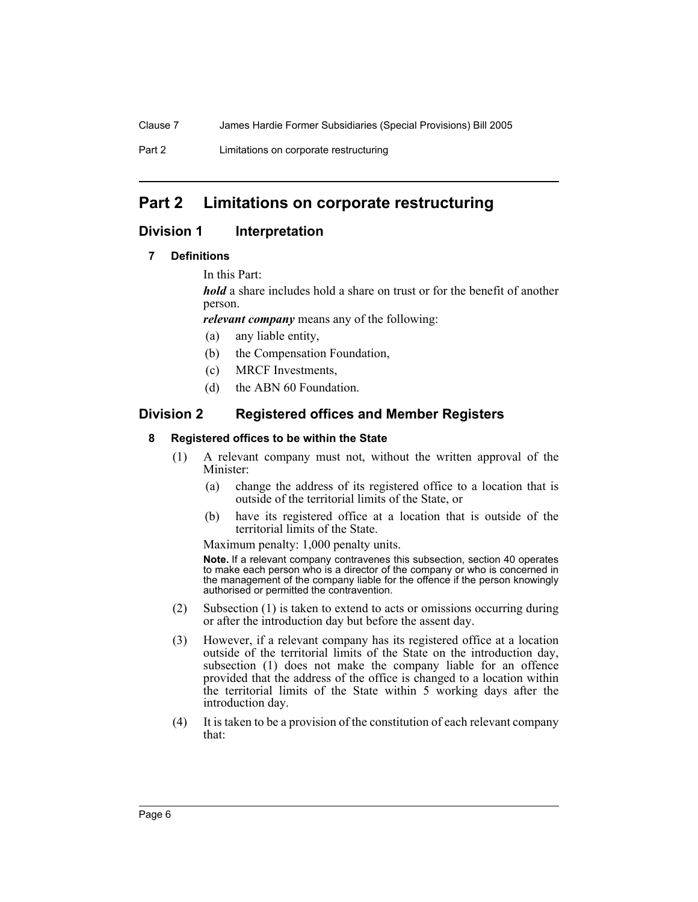# Part 2 Limitations on corporate restructuring

## Division 1 Interpretation

### 7 Definitions

In this Part:

***hold*** a share includes hold a share on trust or for the benefit of another person.

***relevant company*** means any of the following:

- (a) any liable entity,
- (b) the Compensation Foundation,
- (c) MRCF Investments,
- (d) the ABN 60 Foundation.

## Division 2 Registered offices and Member Registers

### 8 Registered offices to be within the State

(1) A relevant company must not, without the written approval of the Minister:

- (a) change the address of its registered office to a location that is outside of the territorial limits of the State, or
- (b) have its registered office at a location that is outside of the territorial limits of the State.

Maximum penalty: 1,000 penalty units.

**Note.** If a relevant company contravenes this subsection, section 40 operates to make each person who is a director of the company or who is concerned in the management of the company liable for the offence if the person knowingly authorised or permitted the contravention.

(2) Subsection (1) is taken to extend to acts or omissions occurring during or after the introduction day but before the assent day.

(3) However, if a relevant company has its registered office at a location outside of the territorial limits of the State on the introduction day, subsection (1) does not make the company liable for an offence provided that the address of the office is changed to a location within the territorial limits of the State within 5 working days after the introduction day.

(4) It is taken to be a provision of the constitution of each relevant company that: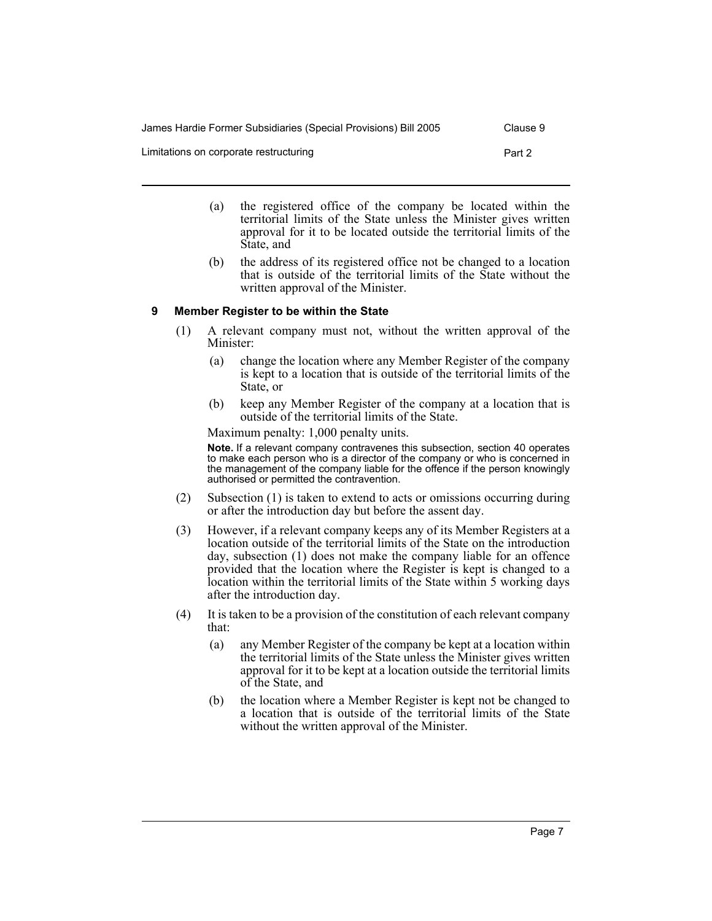(a) the registered office of the company be located within the territorial limits of the State unless the Minister gives written approval for it to be located outside the territorial limits of the State, and

(b) the address of its registered office not be changed to a location that is outside of the territorial limits of the State without the written approval of the Minister.

### 9 Member Register to be within the State

(1) A relevant company must not, without the written approval of the Minister:

(a) change the location where any Member Register of the company is kept to a location that is outside of the territorial limits of the State, or

(b) keep any Member Register of the company at a location that is outside of the territorial limits of the State.

Maximum penalty: 1,000 penalty units.

**Note.** If a relevant company contravenes this subsection, section 40 operates to make each person who is a director of the company or who is concerned in the management of the company liable for the offence if the person knowingly authorised or permitted the contravention.

(2) Subsection (1) is taken to extend to acts or omissions occurring during or after the introduction day but before the assent day.

(3) However, if a relevant company keeps any of its Member Registers at a location outside of the territorial limits of the State on the introduction day, subsection (1) does not make the company liable for an offence provided that the location where the Register is kept is changed to a location within the territorial limits of the State within 5 working days after the introduction day.

(4) It is taken to be a provision of the constitution of each relevant company that:

(a) any Member Register of the company be kept at a location within the territorial limits of the State unless the Minister gives written approval for it to be kept at a location outside the territorial limits of the State, and

(b) the location where a Member Register is kept not be changed to a location that is outside of the territorial limits of the State without the written approval of the Minister.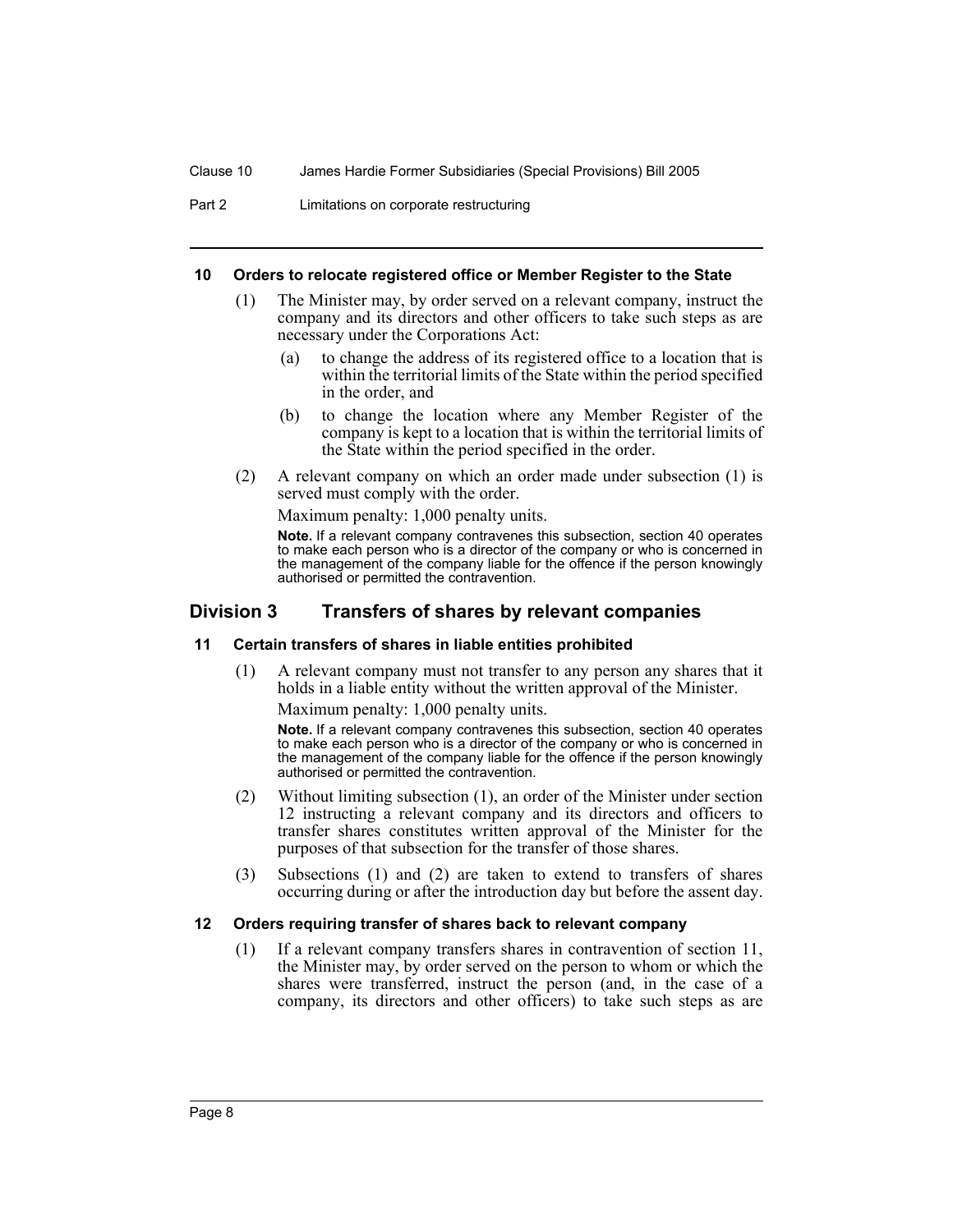#### 10 Orders to relocate registered office or Member Register to the State

(1) The Minister may, by order served on a relevant company, instruct the company and its directors and other officers to take such steps as are necessary under the Corporations Act:

(a) to change the address of its registered office to a location that is within the territorial limits of the State within the period specified in the order, and

(b) to change the location where any Member Register of the company is kept to a location that is within the territorial limits of the State within the period specified in the order.

(2) A relevant company on which an order made under subsection (1) is served must comply with the order.

Maximum penalty: 1,000 penalty units.

**Note.** If a relevant company contravenes this subsection, section 40 operates to make each person who is a director of the company or who is concerned in the management of the company liable for the offence if the person knowingly authorised or permitted the contravention.

## Division 3 Transfers of shares by relevant companies

#### 11 Certain transfers of shares in liable entities prohibited

(1) A relevant company must not transfer to any person any shares that it holds in a liable entity without the written approval of the Minister.

Maximum penalty: 1,000 penalty units.

**Note.** If a relevant company contravenes this subsection, section 40 operates to make each person who is a director of the company or who is concerned in the management of the company liable for the offence if the person knowingly authorised or permitted the contravention.

(2) Without limiting subsection (1), an order of the Minister under section 12 instructing a relevant company and its directors and officers to transfer shares constitutes written approval of the Minister for the purposes of that subsection for the transfer of those shares.

(3) Subsections (1) and (2) are taken to extend to transfers of shares occurring during or after the introduction day but before the assent day.

#### 12 Orders requiring transfer of shares back to relevant company

(1) If a relevant company transfers shares in contravention of section 11, the Minister may, by order served on the person to whom or which the shares were transferred, instruct the person (and, in the case of a company, its directors and other officers) to take such steps as are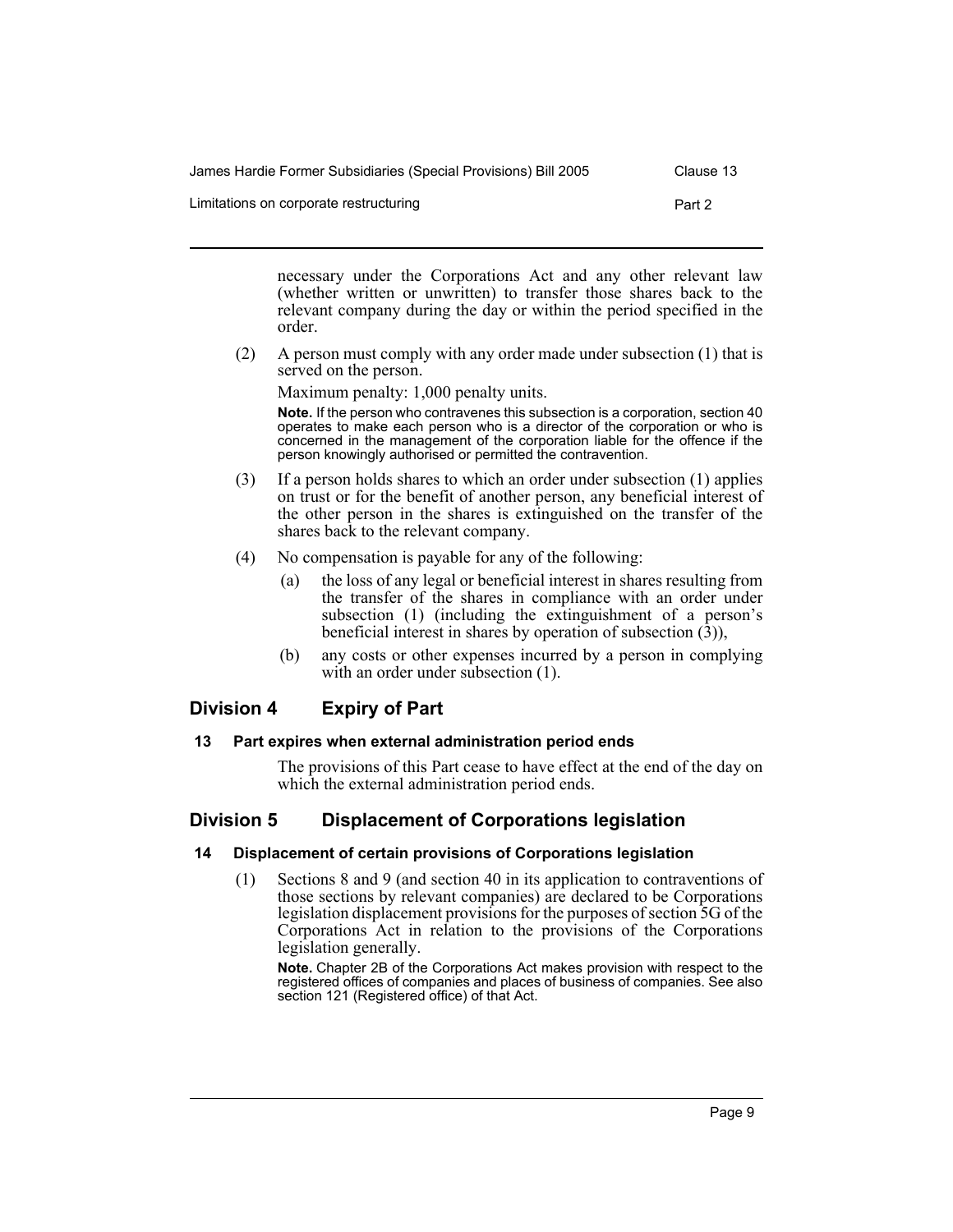necessary under the Corporations Act and any other relevant law (whether written or unwritten) to transfer those shares back to the relevant company during the day or within the period specified in the order.

(2) A person must comply with any order made under subsection (1) that is served on the person.

Maximum penalty: 1,000 penalty units.

**Note.** If the person who contravenes this subsection is a corporation, section 40 operates to make each person who is a director of the corporation or who is concerned in the management of the corporation liable for the offence if the person knowingly authorised or permitted the contravention.

(3) If a person holds shares to which an order under subsection (1) applies on trust or for the benefit of another person, any beneficial interest of the other person in the shares is extinguished on the transfer of the shares back to the relevant company.

(4) No compensation is payable for any of the following:

(a) the loss of any legal or beneficial interest in shares resulting from the transfer of the shares in compliance with an order under subsection (1) (including the extinguishment of a person's beneficial interest in shares by operation of subsection (3)),

(b) any costs or other expenses incurred by a person in complying with an order under subsection (1).

## Division 4 Expiry of Part

### 13 Part expires when external administration period ends

The provisions of this Part cease to have effect at the end of the day on which the external administration period ends.

## Division 5 Displacement of Corporations legislation

### 14 Displacement of certain provisions of Corporations legislation

(1) Sections 8 and 9 (and section 40 in its application to contraventions of those sections by relevant companies) are declared to be Corporations legislation displacement provisions for the purposes of section 5G of the Corporations Act in relation to the provisions of the Corporations legislation generally.

**Note.** Chapter 2B of the Corporations Act makes provision with respect to the registered offices of companies and places of business of companies. See also section 121 (Registered office) of that Act.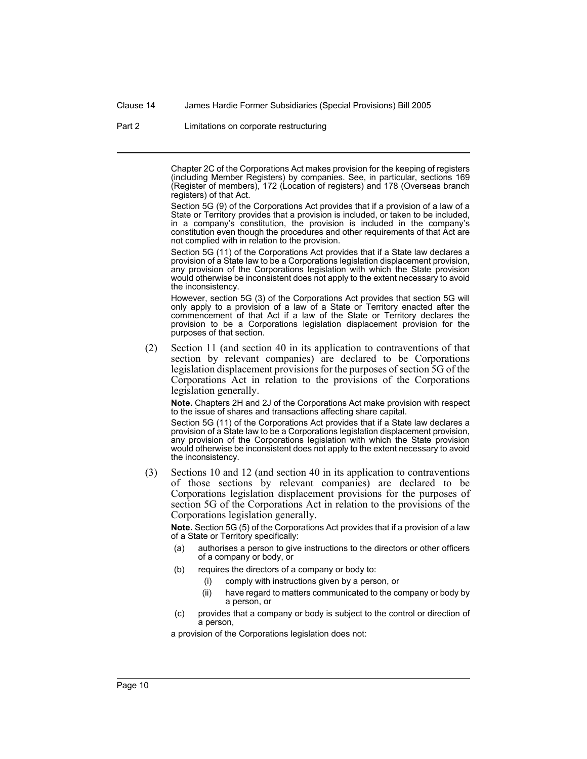Chapter 2C of the Corporations Act makes provision for the keeping of registers (including Member Registers) by companies. See, in particular, sections 169 (Register of members), 172 (Location of registers) and 178 (Overseas branch registers) of that Act.

Section 5G (9) of the Corporations Act provides that if a provision of a law of a State or Territory provides that a provision is included, or taken to be included, in a company's constitution, the provision is included in the company's constitution even though the procedures and other requirements of that Act are not complied with in relation to the provision.

Section 5G (11) of the Corporations Act provides that if a State law declares a provision of a State law to be a Corporations legislation displacement provision, any provision of the Corporations legislation with which the State provision would otherwise be inconsistent does not apply to the extent necessary to avoid the inconsistency.

However, section 5G (3) of the Corporations Act provides that section 5G will only apply to a provision of a law of a State or Territory enacted after the commencement of that Act if a law of the State or Territory declares the provision to be a Corporations legislation displacement provision for the purposes of that section.

(2) Section 11 (and section 40 in its application to contraventions of that section by relevant companies) are declared to be Corporations legislation displacement provisions for the purposes of section 5G of the Corporations Act in relation to the provisions of the Corporations legislation generally.

**Note.** Chapters 2H and 2J of the Corporations Act make provision with respect to the issue of shares and transactions affecting share capital.

Section 5G (11) of the Corporations Act provides that if a State law declares a provision of a State law to be a Corporations legislation displacement provision, any provision of the Corporations legislation with which the State provision would otherwise be inconsistent does not apply to the extent necessary to avoid the inconsistency.

(3) Sections 10 and 12 (and section 40 in its application to contraventions of those sections by relevant companies) are declared to be Corporations legislation displacement provisions for the purposes of section 5G of the Corporations Act in relation to the provisions of the Corporations legislation generally.

**Note.** Section 5G (5) of the Corporations Act provides that if a provision of a law of a State or Territory specifically:

(a) authorises a person to give instructions to the directors or other officers of a company or body, or

(b) requires the directors of a company or body to:

(i) comply with instructions given by a person, or

(ii) have regard to matters communicated to the company or body by a person, or

(c) provides that a company or body is subject to the control or direction of a person,

a provision of the Corporations legislation does not: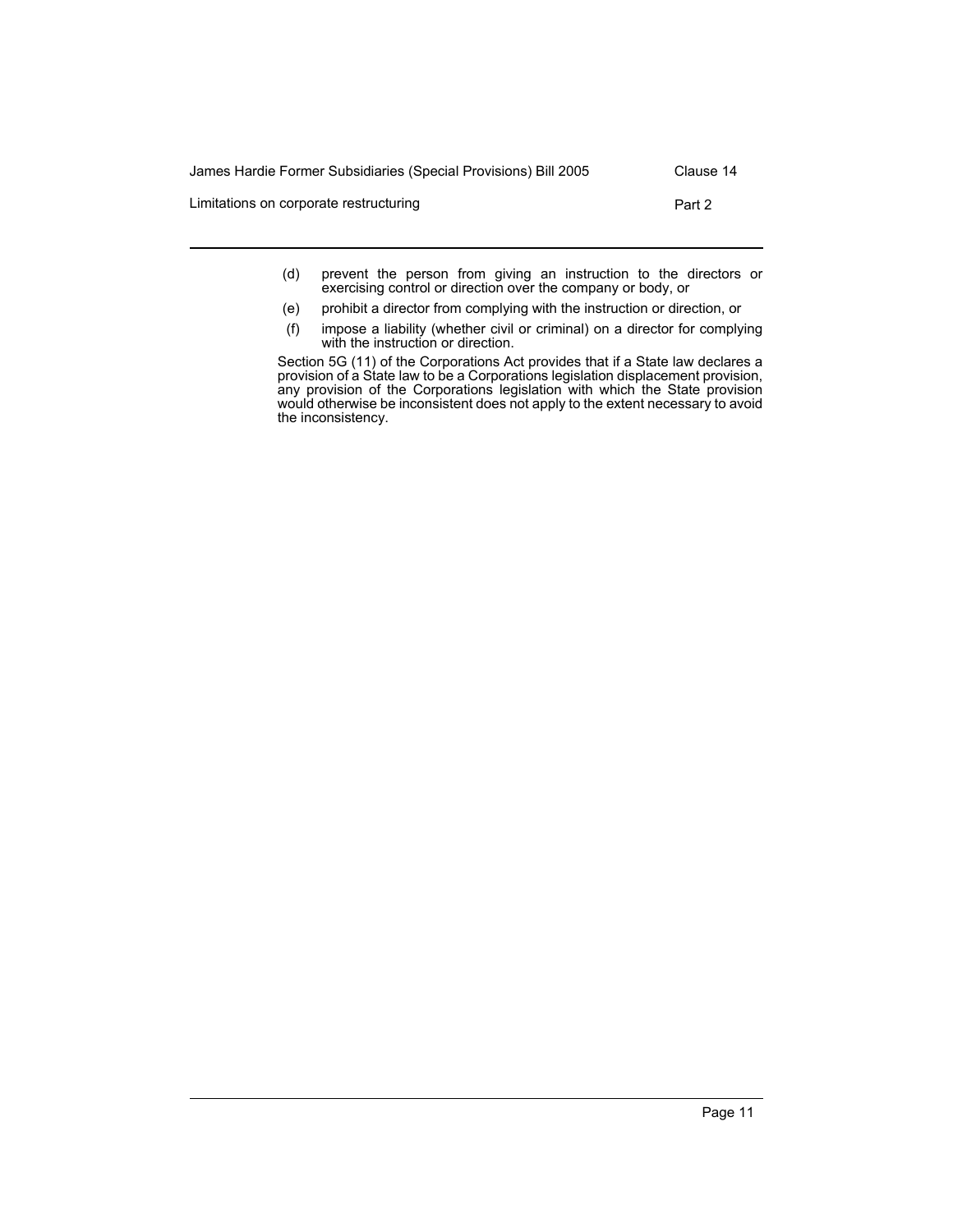(d) prevent the person from giving an instruction to the directors or exercising control or direction over the company or body, or

(e) prohibit a director from complying with the instruction or direction, or

(f) impose a liability (whether civil or criminal) on a director for complying with the instruction or direction.

Section 5G (11) of the Corporations Act provides that if a State law declares a provision of a State law to be a Corporations legislation displacement provision, any provision of the Corporations legislation with which the State provision would otherwise be inconsistent does not apply to the extent necessary to avoid the inconsistency.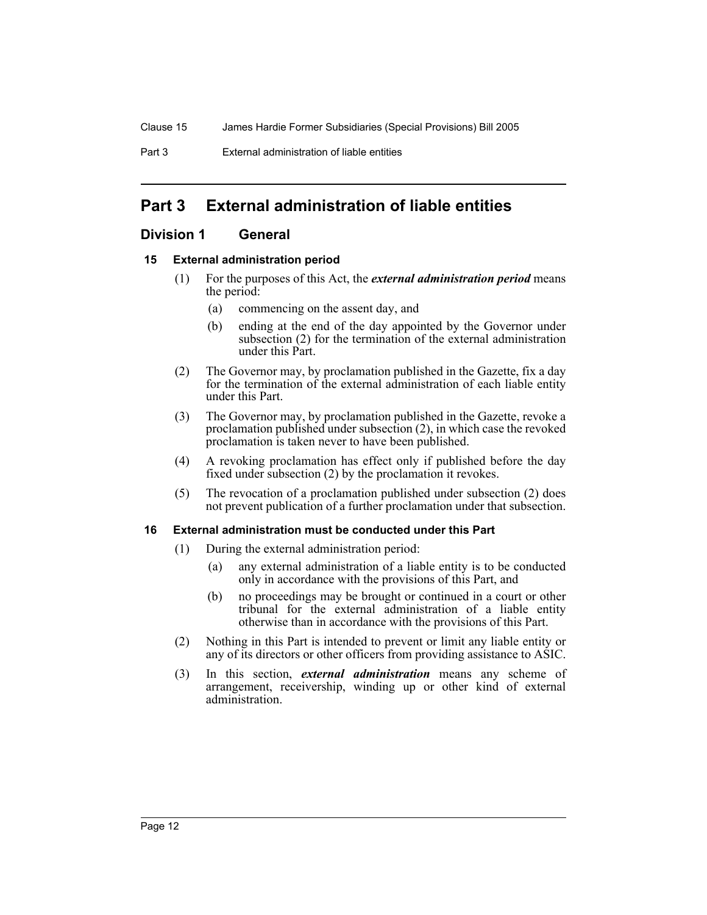# Part 3 External administration of liable entities

## Division 1 General

### 15 External administration period

(1) For the purposes of this Act, the ***external administration period*** means the period:

- (a) commencing on the assent day, and
- (b) ending at the end of the day appointed by the Governor under subsection (2) for the termination of the external administration under this Part.

(2) The Governor may, by proclamation published in the Gazette, fix a day for the termination of the external administration of each liable entity under this Part.

(3) The Governor may, by proclamation published in the Gazette, revoke a proclamation published under subsection (2), in which case the revoked proclamation is taken never to have been published.

(4) A revoking proclamation has effect only if published before the day fixed under subsection (2) by the proclamation it revokes.

(5) The revocation of a proclamation published under subsection (2) does not prevent publication of a further proclamation under that subsection.

### 16 External administration must be conducted under this Part

(1) During the external administration period:

- (a) any external administration of a liable entity is to be conducted only in accordance with the provisions of this Part, and
- (b) no proceedings may be brought or continued in a court or other tribunal for the external administration of a liable entity otherwise than in accordance with the provisions of this Part.

(2) Nothing in this Part is intended to prevent or limit any liable entity or any of its directors or other officers from providing assistance to ASIC.

(3) In this section, ***external administration*** means any scheme of arrangement, receivership, winding up or other kind of external administration.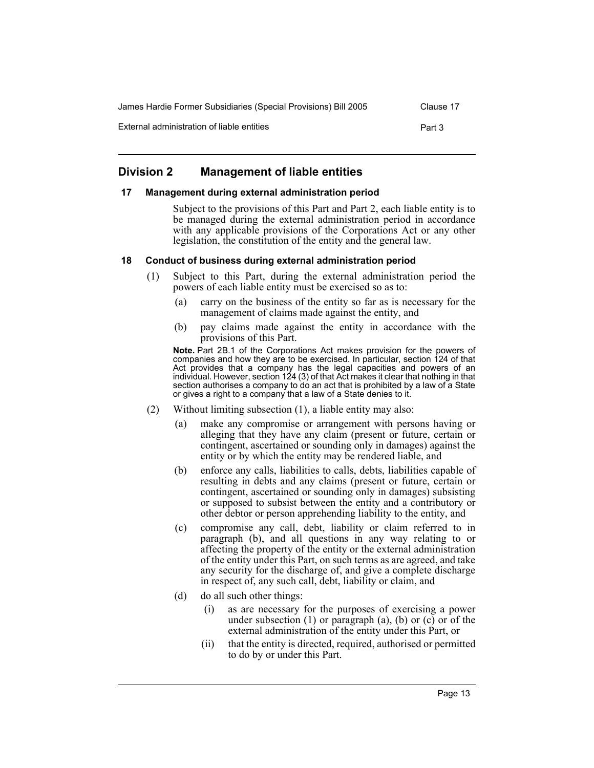## Division 2 Management of liable entities

### 17 Management during external administration period

Subject to the provisions of this Part and Part 2, each liable entity is to be managed during the external administration period in accordance with any applicable provisions of the Corporations Act or any other legislation, the constitution of the entity and the general law.

### 18 Conduct of business during external administration period

(1) Subject to this Part, during the external administration period the powers of each liable entity must be exercised so as to:

- (a) carry on the business of the entity so far as is necessary for the management of claims made against the entity, and
- (b) pay claims made against the entity in accordance with the provisions of this Part.

**Note.** Part 2B.1 of the Corporations Act makes provision for the powers of companies and how they are to be exercised. In particular, section 124 of that Act provides that a company has the legal capacities and powers of an individual. However, section 124 (3) of that Act makes it clear that nothing in that section authorises a company to do an act that is prohibited by a law of a State or gives a right to a company that a law of a State denies to it.

(2) Without limiting subsection (1), a liable entity may also:

- (a) make any compromise or arrangement with persons having or alleging that they have any claim (present or future, certain or contingent, ascertained or sounding only in damages) against the entity or by which the entity may be rendered liable, and
- (b) enforce any calls, liabilities to calls, debts, liabilities capable of resulting in debts and any claims (present or future, certain or contingent, ascertained or sounding only in damages) subsisting or supposed to subsist between the entity and a contributory or other debtor or person apprehending liability to the entity, and
- (c) compromise any call, debt, liability or claim referred to in paragraph (b), and all questions in any way relating to or affecting the property of the entity or the external administration of the entity under this Part, on such terms as are agreed, and take any security for the discharge of, and give a complete discharge in respect of, any such call, debt, liability or claim, and
- (d) do all such other things:
  - (i) as are necessary for the purposes of exercising a power under subsection (1) or paragraph (a), (b) or (c) or of the external administration of the entity under this Part, or
  - (ii) that the entity is directed, required, authorised or permitted to do by or under this Part.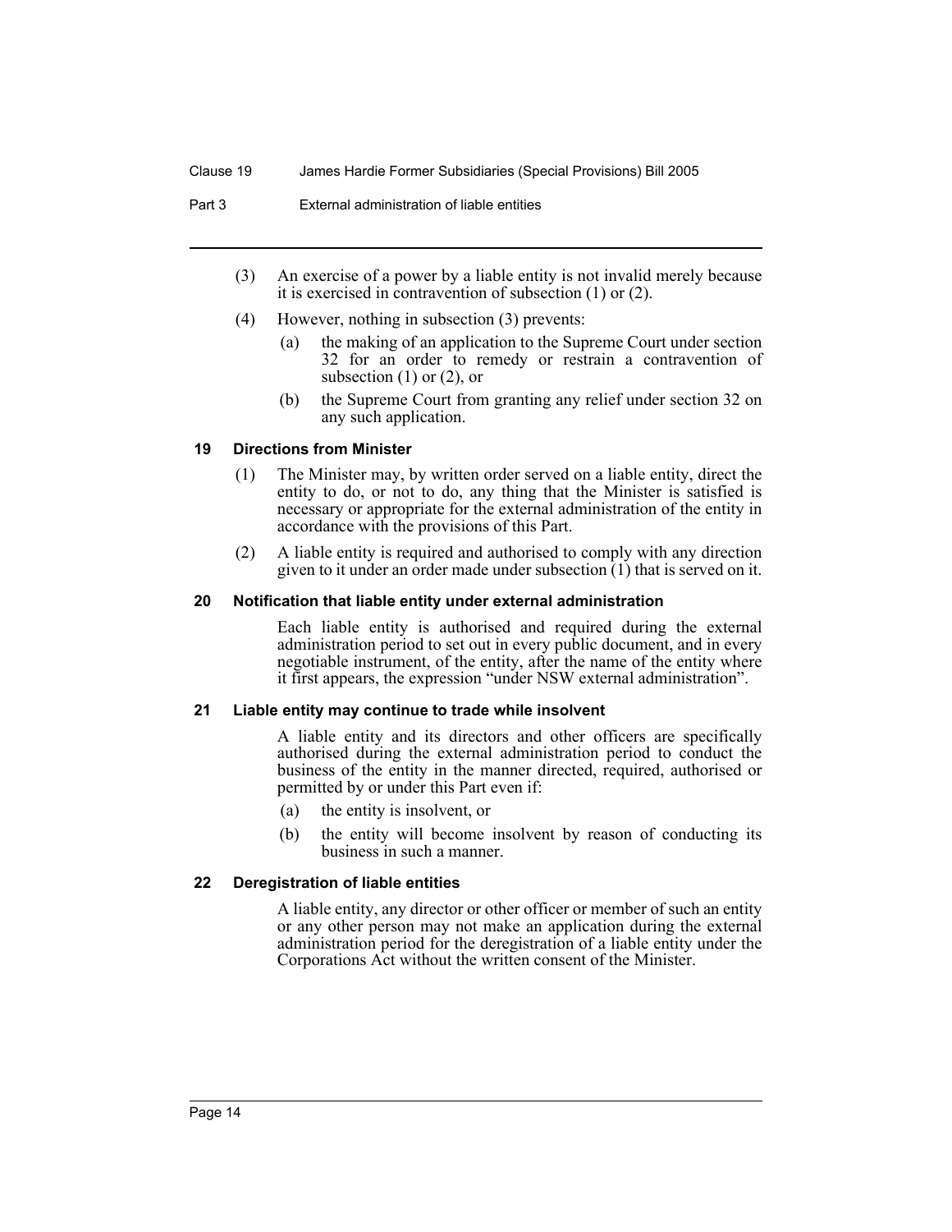(3) An exercise of a power by a liable entity is not invalid merely because it is exercised in contravention of subsection (1) or (2).

(4) However, nothing in subsection (3) prevents:

- (a) the making of an application to the Supreme Court under section 32 for an order to remedy or restrain a contravention of subsection (1) or (2), or
- (b) the Supreme Court from granting any relief under section 32 on any such application.

### 19 Directions from Minister

(1) The Minister may, by written order served on a liable entity, direct the entity to do, or not to do, any thing that the Minister is satisfied is necessary or appropriate for the external administration of the entity in accordance with the provisions of this Part.

(2) A liable entity is required and authorised to comply with any direction given to it under an order made under subsection (1) that is served on it.

### 20 Notification that liable entity under external administration

Each liable entity is authorised and required during the external administration period to set out in every public document, and in every negotiable instrument, of the entity, after the name of the entity where it first appears, the expression "under NSW external administration".

### 21 Liable entity may continue to trade while insolvent

A liable entity and its directors and other officers are specifically authorised during the external administration period to conduct the business of the entity in the manner directed, required, authorised or permitted by or under this Part even if:

- (a) the entity is insolvent, or
- (b) the entity will become insolvent by reason of conducting its business in such a manner.

### 22 Deregistration of liable entities

A liable entity, any director or other officer or member of such an entity or any other person may not make an application during the external administration period for the deregistration of a liable entity under the Corporations Act without the written consent of the Minister.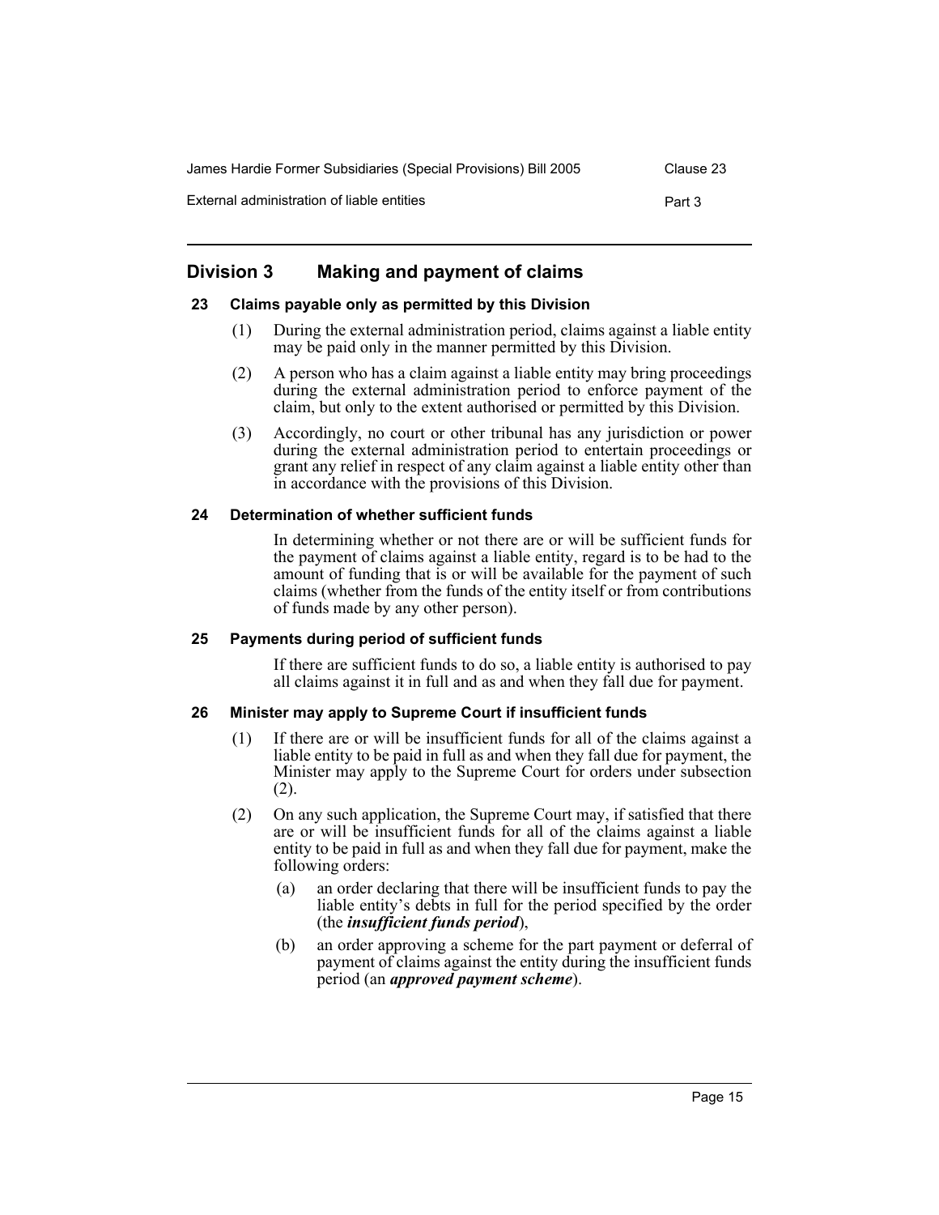## Division 3 Making and payment of claims

### 23 Claims payable only as permitted by this Division

(1) During the external administration period, claims against a liable entity may be paid only in the manner permitted by this Division.

(2) A person who has a claim against a liable entity may bring proceedings during the external administration period to enforce payment of the claim, but only to the extent authorised or permitted by this Division.

(3) Accordingly, no court or other tribunal has any jurisdiction or power during the external administration period to entertain proceedings or grant any relief in respect of any claim against a liable entity other than in accordance with the provisions of this Division.

### 24 Determination of whether sufficient funds

In determining whether or not there are or will be sufficient funds for the payment of claims against a liable entity, regard is to be had to the amount of funding that is or will be available for the payment of such claims (whether from the funds of the entity itself or from contributions of funds made by any other person).

### 25 Payments during period of sufficient funds

If there are sufficient funds to do so, a liable entity is authorised to pay all claims against it in full and as and when they fall due for payment.

### 26 Minister may apply to Supreme Court if insufficient funds

(1) If there are or will be insufficient funds for all of the claims against a liable entity to be paid in full as and when they fall due for payment, the Minister may apply to the Supreme Court for orders under subsection (2).

(2) On any such application, the Supreme Court may, if satisfied that there are or will be insufficient funds for all of the claims against a liable entity to be paid in full as and when they fall due for payment, make the following orders:

(a) an order declaring that there will be insufficient funds to pay the liable entity's debts in full for the period specified by the order (the ***insufficient funds period***),

(b) an order approving a scheme for the part payment or deferral of payment of claims against the entity during the insufficient funds period (an ***approved payment scheme***).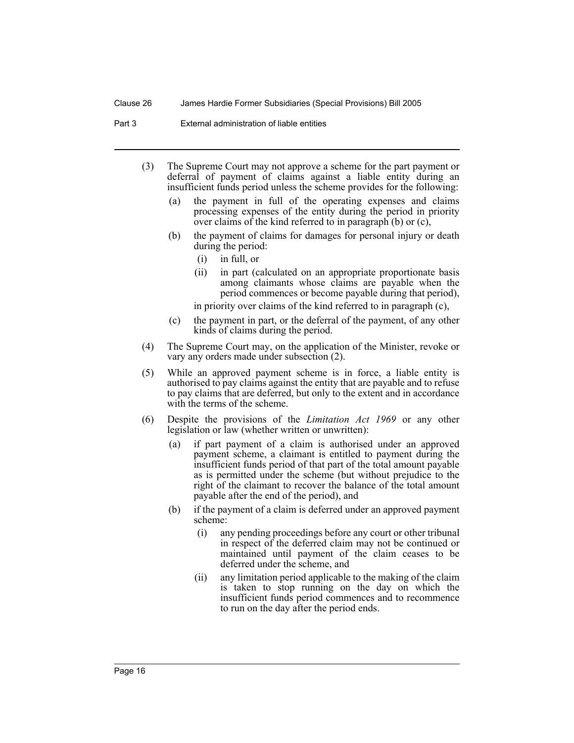(3) The Supreme Court may not approve a scheme for the part payment or deferral of payment of claims against a liable entity during an insufficient funds period unless the scheme provides for the following:

  (a) the payment in full of the operating expenses and claims processing expenses of the entity during the period in priority over claims of the kind referred to in paragraph (b) or (c),

  (b) the payment of claims for damages for personal injury or death during the period:

    (i) in full, or

    (ii) in part (calculated on an appropriate proportionate basis among claimants whose claims are payable when the period commences or become payable during that period),

  in priority over claims of the kind referred to in paragraph (c),

  (c) the payment in part, or the deferral of the payment, of any other kinds of claims during the period.

(4) The Supreme Court may, on the application of the Minister, revoke or vary any orders made under subsection (2).

(5) While an approved payment scheme is in force, a liable entity is authorised to pay claims against the entity that are payable and to refuse to pay claims that are deferred, but only to the extent and in accordance with the terms of the scheme.

(6) Despite the provisions of the *Limitation Act 1969* or any other legislation or law (whether written or unwritten):

  (a) if part payment of a claim is authorised under an approved payment scheme, a claimant is entitled to payment during the insufficient funds period of that part of the total amount payable as is permitted under the scheme (but without prejudice to the right of the claimant to recover the balance of the total amount payable after the end of the period), and

  (b) if the payment of a claim is deferred under an approved payment scheme:

    (i) any pending proceedings before any court or other tribunal in respect of the deferred claim may not be continued or maintained until payment of the claim ceases to be deferred under the scheme, and

    (ii) any limitation period applicable to the making of the claim is taken to stop running on the day on which the insufficient funds period commences and to recommence to run on the day after the period ends.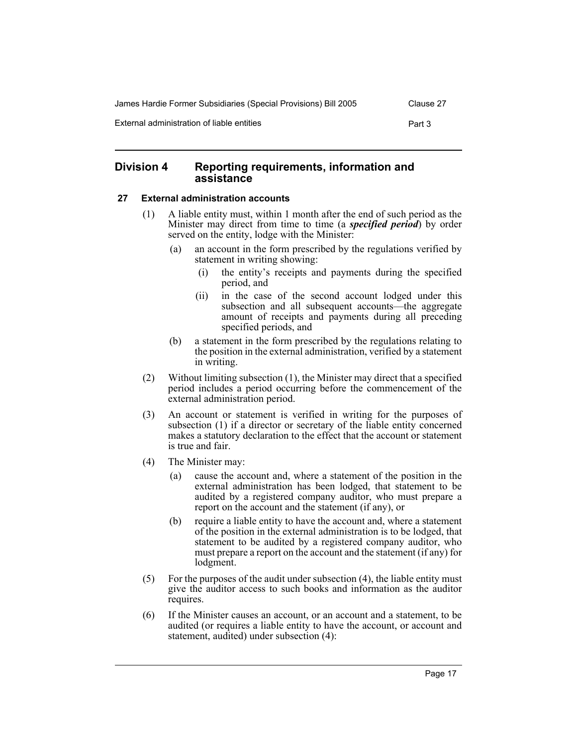## Division 4 Reporting requirements, information and assistance

### 27 External administration accounts

(1) A liable entity must, within 1 month after the end of such period as the Minister may direct from time to time (a ***specified period***) by order served on the entity, lodge with the Minister:

- (a) an account in the form prescribed by the regulations verified by statement in writing showing:
  - (i) the entity's receipts and payments during the specified period, and
  - (ii) in the case of the second account lodged under this subsection and all subsequent accounts—the aggregate amount of receipts and payments during all preceding specified periods, and
- (b) a statement in the form prescribed by the regulations relating to the position in the external administration, verified by a statement in writing.

(2) Without limiting subsection (1), the Minister may direct that a specified period includes a period occurring before the commencement of the external administration period.

(3) An account or statement is verified in writing for the purposes of subsection (1) if a director or secretary of the liable entity concerned makes a statutory declaration to the effect that the account or statement is true and fair.

(4) The Minister may:

- (a) cause the account and, where a statement of the position in the external administration has been lodged, that statement to be audited by a registered company auditor, who must prepare a report on the account and the statement (if any), or
- (b) require a liable entity to have the account and, where a statement of the position in the external administration is to be lodged, that statement to be audited by a registered company auditor, who must prepare a report on the account and the statement (if any) for lodgment.

(5) For the purposes of the audit under subsection (4), the liable entity must give the auditor access to such books and information as the auditor requires.

(6) If the Minister causes an account, or an account and a statement, to be audited (or requires a liable entity to have the account, or account and statement, audited) under subsection (4):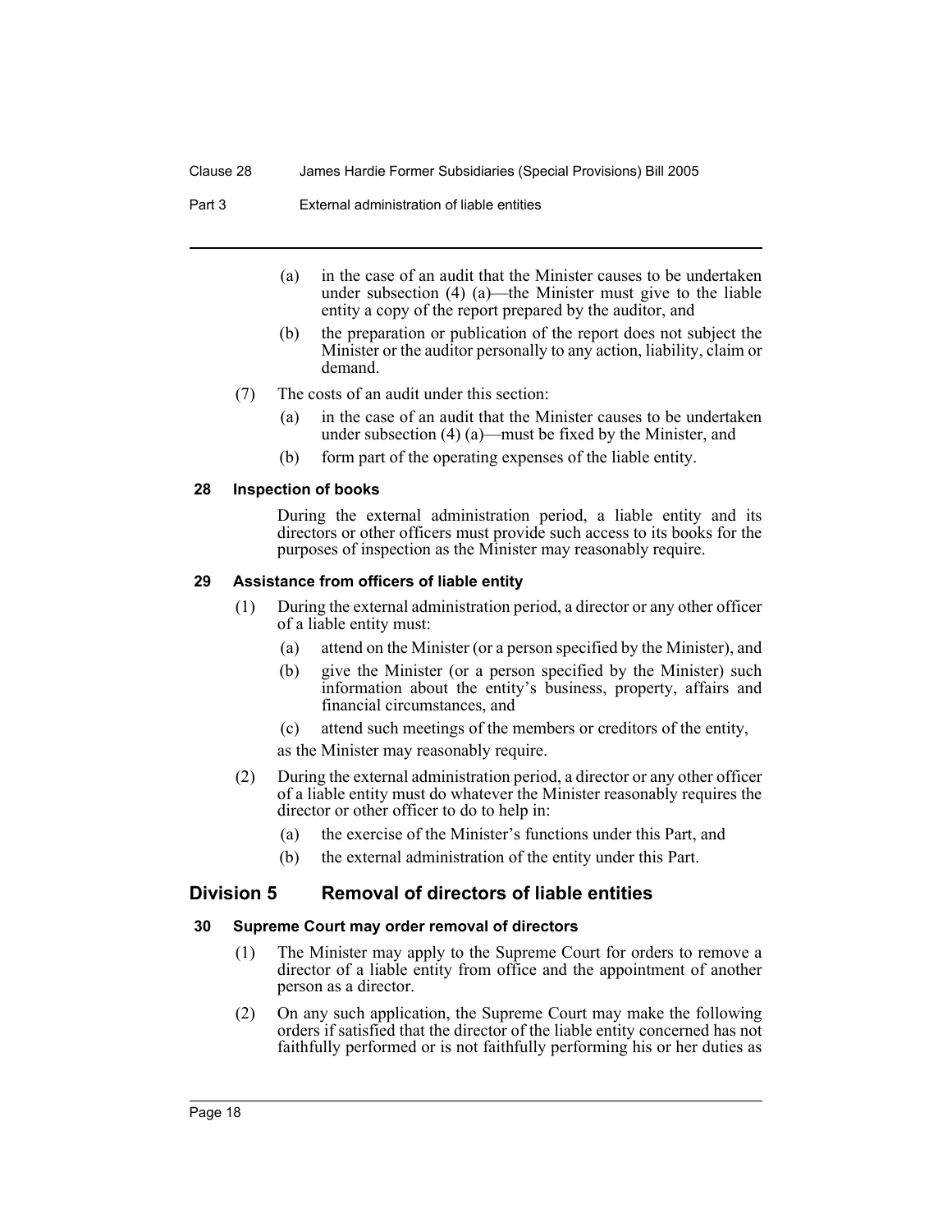(a) in the case of an audit that the Minister causes to be undertaken under subsection (4) (a)—the Minister must give to the liable entity a copy of the report prepared by the auditor, and

(b) the preparation or publication of the report does not subject the Minister or the auditor personally to any action, liability, claim or demand.

(7) The costs of an audit under this section:

(a) in the case of an audit that the Minister causes to be undertaken under subsection (4) (a)—must be fixed by the Minister, and

(b) form part of the operating expenses of the liable entity.

### 28 Inspection of books

During the external administration period, a liable entity and its directors or other officers must provide such access to its books for the purposes of inspection as the Minister may reasonably require.

### 29 Assistance from officers of liable entity

(1) During the external administration period, a director or any other officer of a liable entity must:

(a) attend on the Minister (or a person specified by the Minister), and

(b) give the Minister (or a person specified by the Minister) such information about the entity's business, property, affairs and financial circumstances, and

(c) attend such meetings of the members or creditors of the entity,

as the Minister may reasonably require.

(2) During the external administration period, a director or any other officer of a liable entity must do whatever the Minister reasonably requires the director or other officer to do to help in:

(a) the exercise of the Minister's functions under this Part, and

(b) the external administration of the entity under this Part.

## Division 5 Removal of directors of liable entities

### 30 Supreme Court may order removal of directors

(1) The Minister may apply to the Supreme Court for orders to remove a director of a liable entity from office and the appointment of another person as a director.

(2) On any such application, the Supreme Court may make the following orders if satisfied that the director of the liable entity concerned has not faithfully performed or is not faithfully performing his or her duties as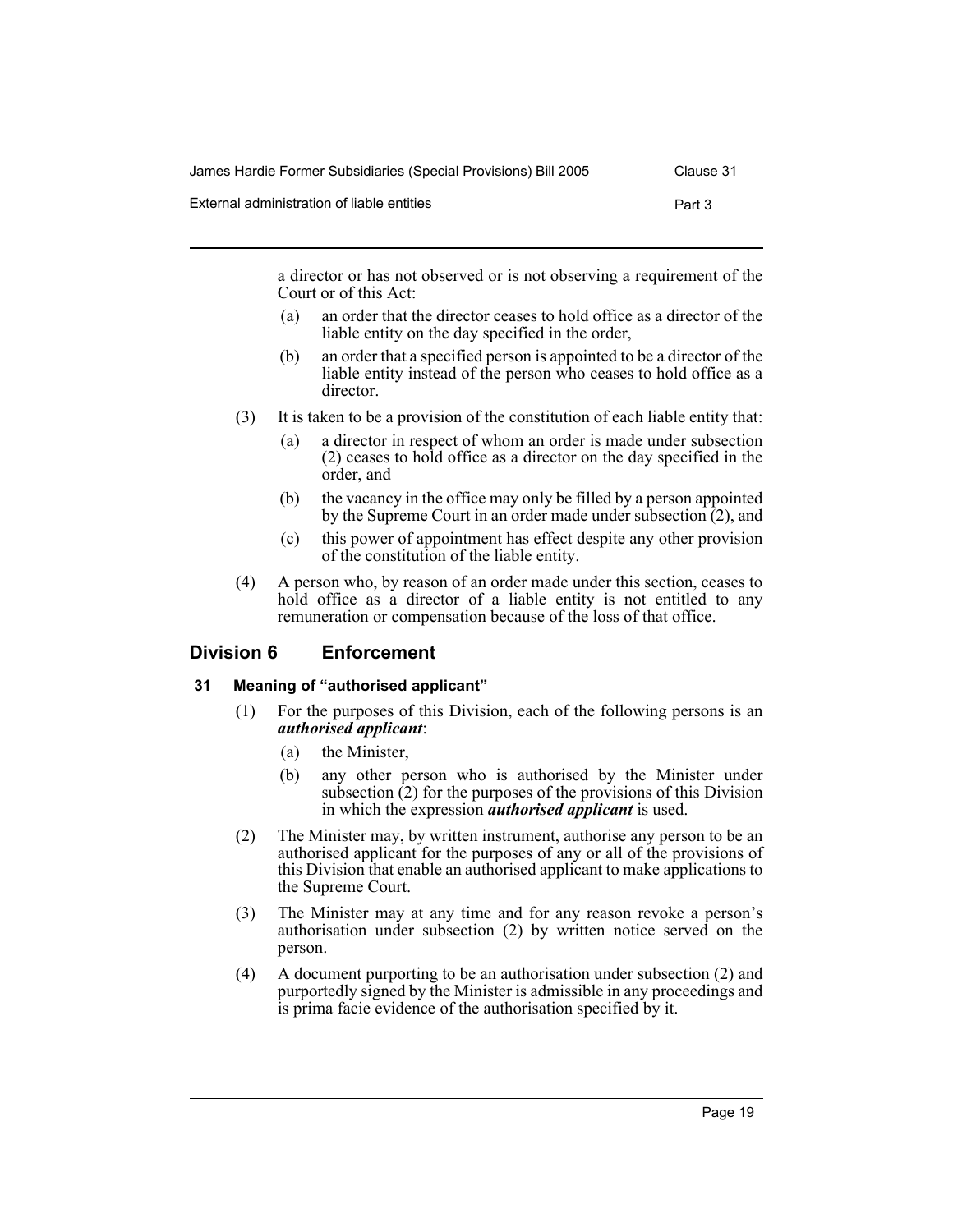a director or has not observed or is not observing a requirement of the Court or of this Act:

(a) an order that the director ceases to hold office as a director of the liable entity on the day specified in the order,

(b) an order that a specified person is appointed to be a director of the liable entity instead of the person who ceases to hold office as a director.

(3) It is taken to be a provision of the constitution of each liable entity that:

(a) a director in respect of whom an order is made under subsection (2) ceases to hold office as a director on the day specified in the order, and

(b) the vacancy in the office may only be filled by a person appointed by the Supreme Court in an order made under subsection (2), and

(c) this power of appointment has effect despite any other provision of the constitution of the liable entity.

(4) A person who, by reason of an order made under this section, ceases to hold office as a director of a liable entity is not entitled to any remuneration or compensation because of the loss of that office.

## Division 6 Enforcement

### 31 Meaning of "authorised applicant"

(1) For the purposes of this Division, each of the following persons is an ***authorised applicant***:

(a) the Minister,

(b) any other person who is authorised by the Minister under subsection (2) for the purposes of the provisions of this Division in which the expression ***authorised applicant*** is used.

(2) The Minister may, by written instrument, authorise any person to be an authorised applicant for the purposes of any or all of the provisions of this Division that enable an authorised applicant to make applications to the Supreme Court.

(3) The Minister may at any time and for any reason revoke a person's authorisation under subsection (2) by written notice served on the person.

(4) A document purporting to be an authorisation under subsection (2) and purportedly signed by the Minister is admissible in any proceedings and is prima facie evidence of the authorisation specified by it.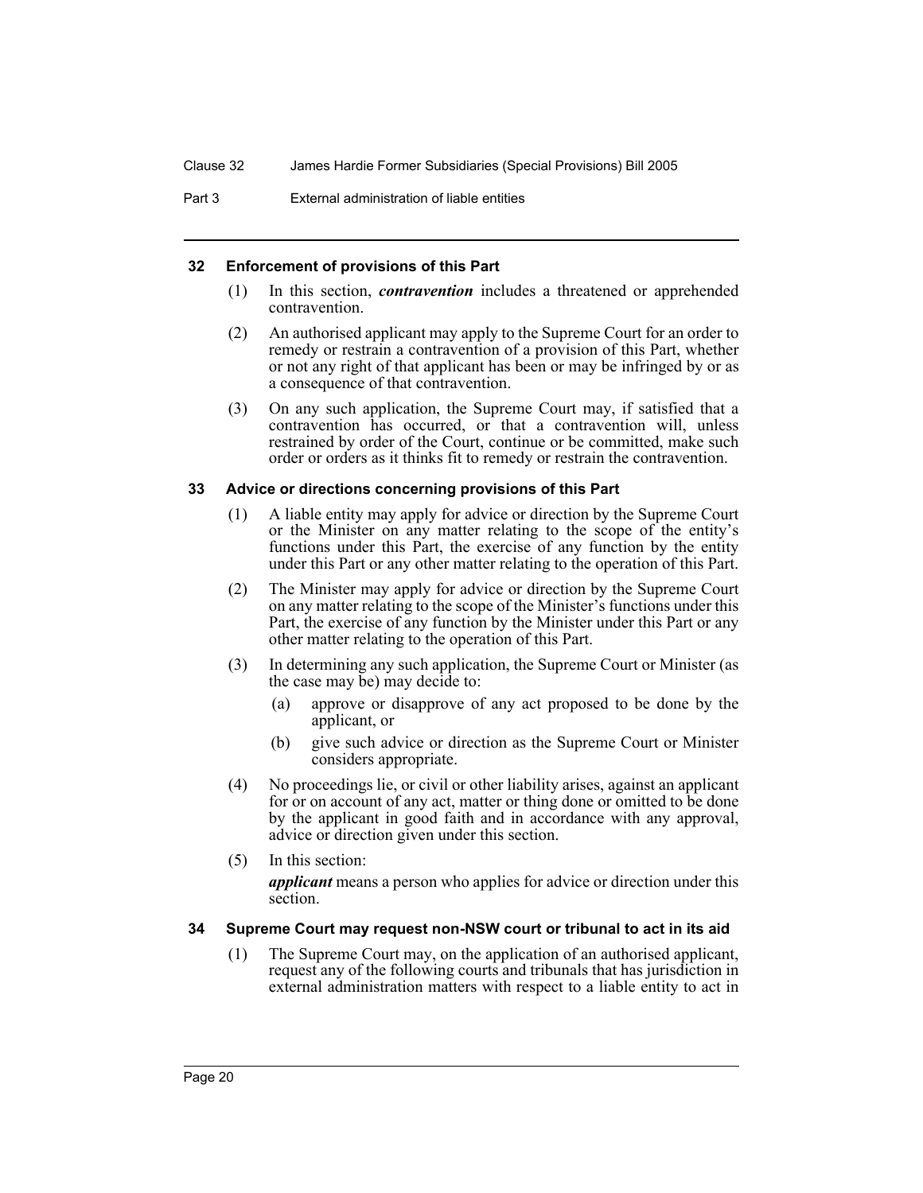### 32 Enforcement of provisions of this Part

(1) In this section, ***contravention*** includes a threatened or apprehended contravention.

(2) An authorised applicant may apply to the Supreme Court for an order to remedy or restrain a contravention of a provision of this Part, whether or not any right of that applicant has been or may be infringed by or as a consequence of that contravention.

(3) On any such application, the Supreme Court may, if satisfied that a contravention has occurred, or that a contravention will, unless restrained by order of the Court, continue or be committed, make such order or orders as it thinks fit to remedy or restrain the contravention.

### 33 Advice or directions concerning provisions of this Part

(1) A liable entity may apply for advice or direction by the Supreme Court or the Minister on any matter relating to the scope of the entity's functions under this Part, the exercise of any function by the entity under this Part or any other matter relating to the operation of this Part.

(2) The Minister may apply for advice or direction by the Supreme Court on any matter relating to the scope of the Minister's functions under this Part, the exercise of any function by the Minister under this Part or any other matter relating to the operation of this Part.

(3) In determining any such application, the Supreme Court or Minister (as the case may be) may decide to:

- (a) approve or disapprove of any act proposed to be done by the applicant, or
- (b) give such advice or direction as the Supreme Court or Minister considers appropriate.

(4) No proceedings lie, or civil or other liability arises, against an applicant for or on account of any act, matter or thing done or omitted to be done by the applicant in good faith and in accordance with any approval, advice or direction given under this section.

(5) In this section:

***applicant*** means a person who applies for advice or direction under this section.

### 34 Supreme Court may request non-NSW court or tribunal to act in its aid

(1) The Supreme Court may, on the application of an authorised applicant, request any of the following courts and tribunals that has jurisdiction in external administration matters with respect to a liable entity to act in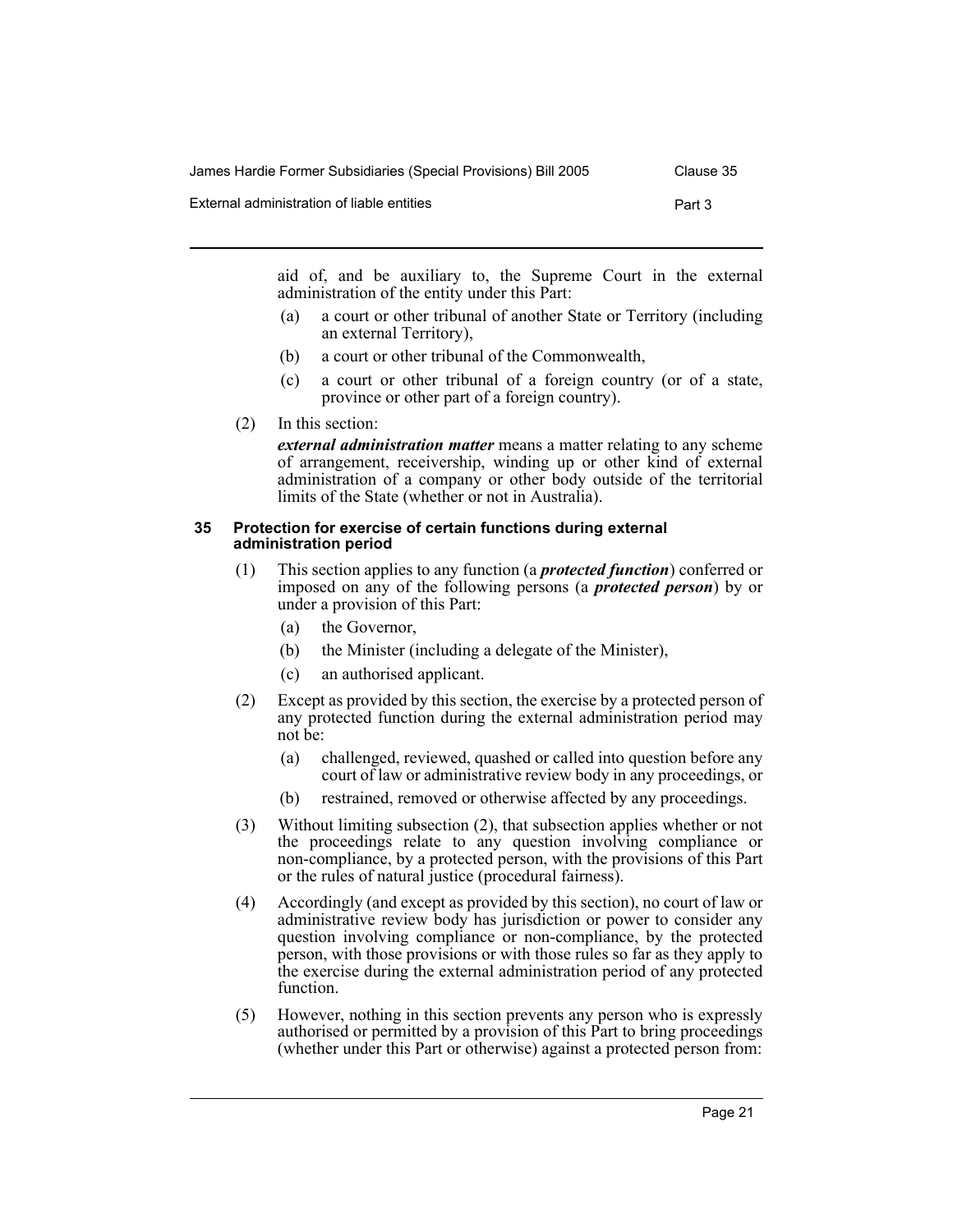aid of, and be auxiliary to, the Supreme Court in the external administration of the entity under this Part:

(a) a court or other tribunal of another State or Territory (including an external Territory),

(b) a court or other tribunal of the Commonwealth,

(c) a court or other tribunal of a foreign country (or of a state, province or other part of a foreign country).

(2) In this section:

***external administration matter*** means a matter relating to any scheme of arrangement, receivership, winding up or other kind of external administration of a company or other body outside of the territorial limits of the State (whether or not in Australia).

### 35 Protection for exercise of certain functions during external administration period

(1) This section applies to any function (a ***protected function***) conferred or imposed on any of the following persons (a ***protected person***) by or under a provision of this Part:

(a) the Governor,

(b) the Minister (including a delegate of the Minister),

(c) an authorised applicant.

(2) Except as provided by this section, the exercise by a protected person of any protected function during the external administration period may not be:

(a) challenged, reviewed, quashed or called into question before any court of law or administrative review body in any proceedings, or

(b) restrained, removed or otherwise affected by any proceedings.

(3) Without limiting subsection (2), that subsection applies whether or not the proceedings relate to any question involving compliance or non-compliance, by a protected person, with the provisions of this Part or the rules of natural justice (procedural fairness).

(4) Accordingly (and except as provided by this section), no court of law or administrative review body has jurisdiction or power to consider any question involving compliance or non-compliance, by the protected person, with those provisions or with those rules so far as they apply to the exercise during the external administration period of any protected function.

(5) However, nothing in this section prevents any person who is expressly authorised or permitted by a provision of this Part to bring proceedings (whether under this Part or otherwise) against a protected person from: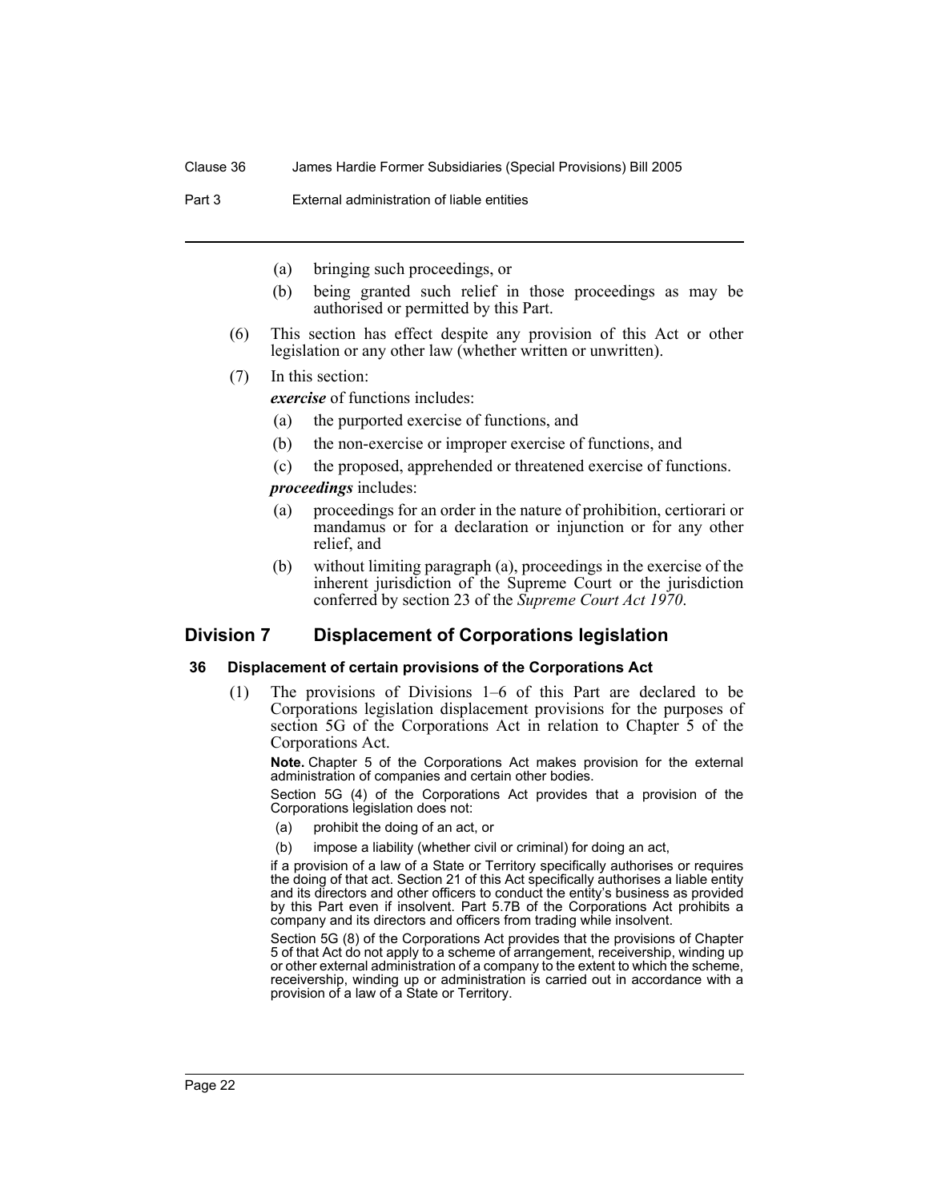(a) bringing such proceedings, or

(b) being granted such relief in those proceedings as may be authorised or permitted by this Part.

(6) This section has effect despite any provision of this Act or other legislation or any other law (whether written or unwritten).

(7) In this section:

***exercise*** of functions includes:

(a) the purported exercise of functions, and

(b) the non-exercise or improper exercise of functions, and

(c) the proposed, apprehended or threatened exercise of functions.

***proceedings*** includes:

(a) proceedings for an order in the nature of prohibition, certiorari or mandamus or for a declaration or injunction or for any other relief, and

(b) without limiting paragraph (a), proceedings in the exercise of the inherent jurisdiction of the Supreme Court or the jurisdiction conferred by section 23 of the *Supreme Court Act 1970*.

## Division 7 Displacement of Corporations legislation

### 36 Displacement of certain provisions of the Corporations Act

(1) The provisions of Divisions 1–6 of this Part are declared to be Corporations legislation displacement provisions for the purposes of section 5G of the Corporations Act in relation to Chapter 5 of the Corporations Act.

**Note.** Chapter 5 of the Corporations Act makes provision for the external administration of companies and certain other bodies.

Section 5G (4) of the Corporations Act provides that a provision of the Corporations legislation does not:

(a) prohibit the doing of an act, or

(b) impose a liability (whether civil or criminal) for doing an act,

if a provision of a law of a State or Territory specifically authorises or requires the doing of that act. Section 21 of this Act specifically authorises a liable entity and its directors and other officers to conduct the entity's business as provided by this Part even if insolvent. Part 5.7B of the Corporations Act prohibits a company and its directors and officers from trading while insolvent.

Section 5G (8) of the Corporations Act provides that the provisions of Chapter 5 of that Act do not apply to a scheme of arrangement, receivership, winding up or other external administration of a company to the extent to which the scheme, receivership, winding up or administration is carried out in accordance with a provision of a law of a State or Territory.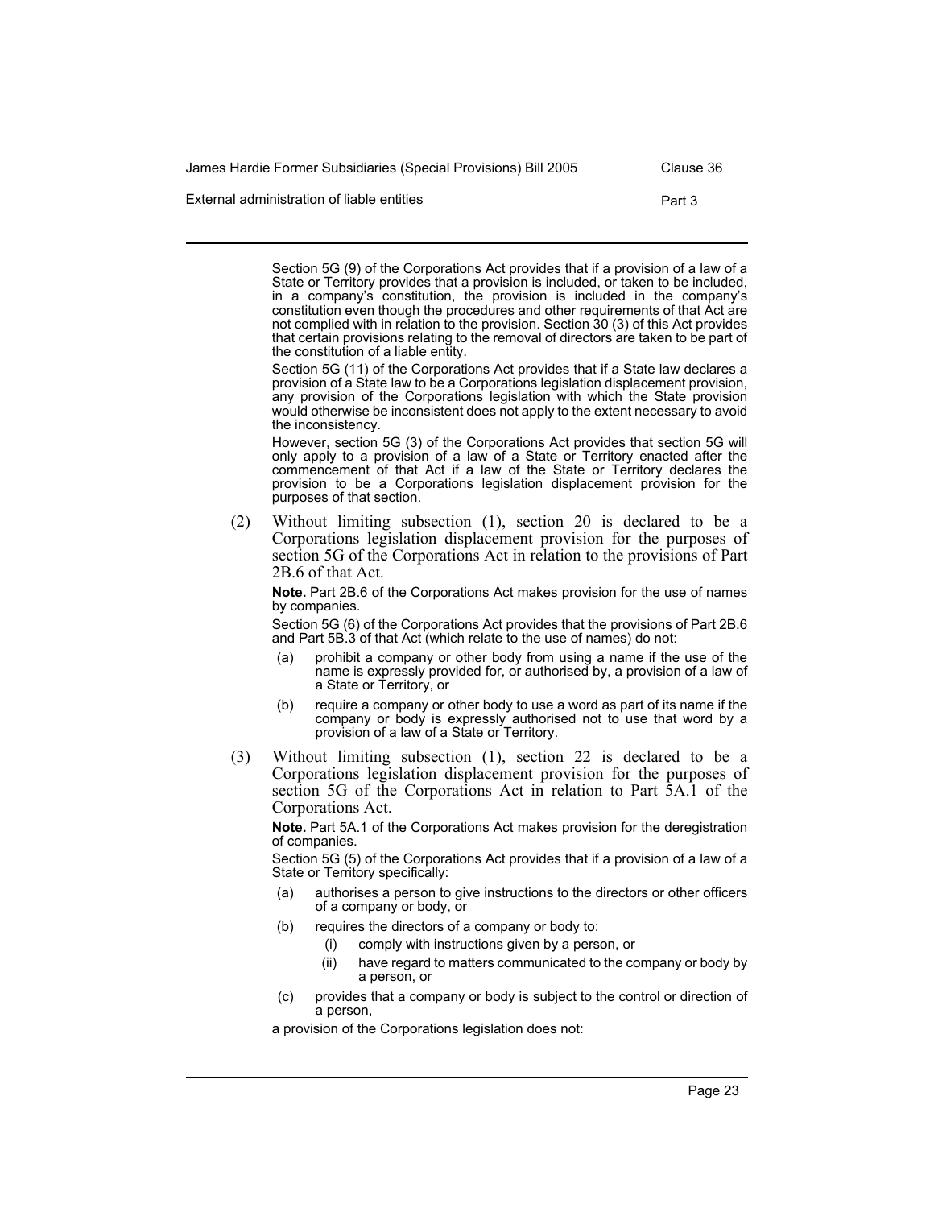Section 5G (9) of the Corporations Act provides that if a provision of a law of a State or Territory provides that a provision is included, or taken to be included, in a company's constitution, the provision is included in the company's constitution even though the procedures and other requirements of that Act are not complied with in relation to the provision. Section 30 (3) of this Act provides that certain provisions relating to the removal of directors are taken to be part of the constitution of a liable entity.

Section 5G (11) of the Corporations Act provides that if a State law declares a provision of a State law to be a Corporations legislation displacement provision, any provision of the Corporations legislation with which the State provision would otherwise be inconsistent does not apply to the extent necessary to avoid the inconsistency.

However, section 5G (3) of the Corporations Act provides that section 5G will only apply to a provision of a law of a State or Territory enacted after the commencement of that Act if a law of the State or Territory declares the provision to be a Corporations legislation displacement provision for the purposes of that section.

(2) Without limiting subsection (1), section 20 is declared to be a Corporations legislation displacement provision for the purposes of section 5G of the Corporations Act in relation to the provisions of Part 2B.6 of that Act.

**Note.** Part 2B.6 of the Corporations Act makes provision for the use of names by companies.

Section 5G (6) of the Corporations Act provides that the provisions of Part 2B.6 and Part 5B.3 of that Act (which relate to the use of names) do not:

- (a) prohibit a company or other body from using a name if the use of the name is expressly provided for, or authorised by, a provision of a law of a State or Territory, or
- (b) require a company or other body to use a word as part of its name if the company or body is expressly authorised not to use that word by a provision of a law of a State or Territory.

(3) Without limiting subsection (1), section 22 is declared to be a Corporations legislation displacement provision for the purposes of section 5G of the Corporations Act in relation to Part 5A.1 of the Corporations Act.

**Note.** Part 5A.1 of the Corporations Act makes provision for the deregistration of companies.

Section 5G (5) of the Corporations Act provides that if a provision of a law of a State or Territory specifically:

- (a) authorises a person to give instructions to the directors or other officers of a company or body, or
- (b) requires the directors of a company or body to:
  - (i) comply with instructions given by a person, or
  - (ii) have regard to matters communicated to the company or body by a person, or
- (c) provides that a company or body is subject to the control or direction of a person,

a provision of the Corporations legislation does not: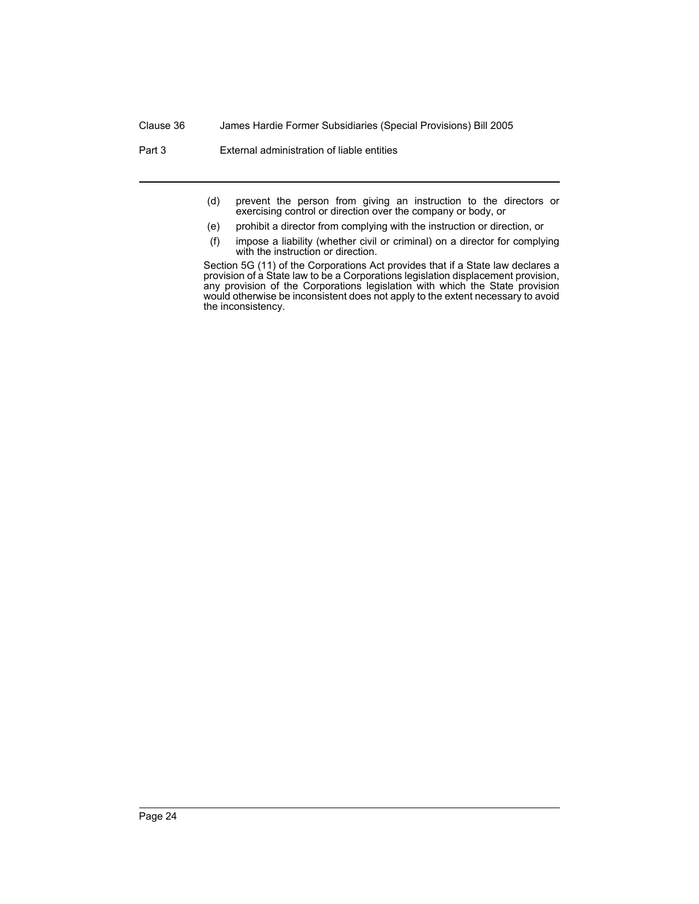(d) prevent the person from giving an instruction to the directors or exercising control or direction over the company or body, or

(e) prohibit a director from complying with the instruction or direction, or

(f) impose a liability (whether civil or criminal) on a director for complying with the instruction or direction.

Section 5G (11) of the Corporations Act provides that if a State law declares a provision of a State law to be a Corporations legislation displacement provision, any provision of the Corporations legislation with which the State provision would otherwise be inconsistent does not apply to the extent necessary to avoid the inconsistency.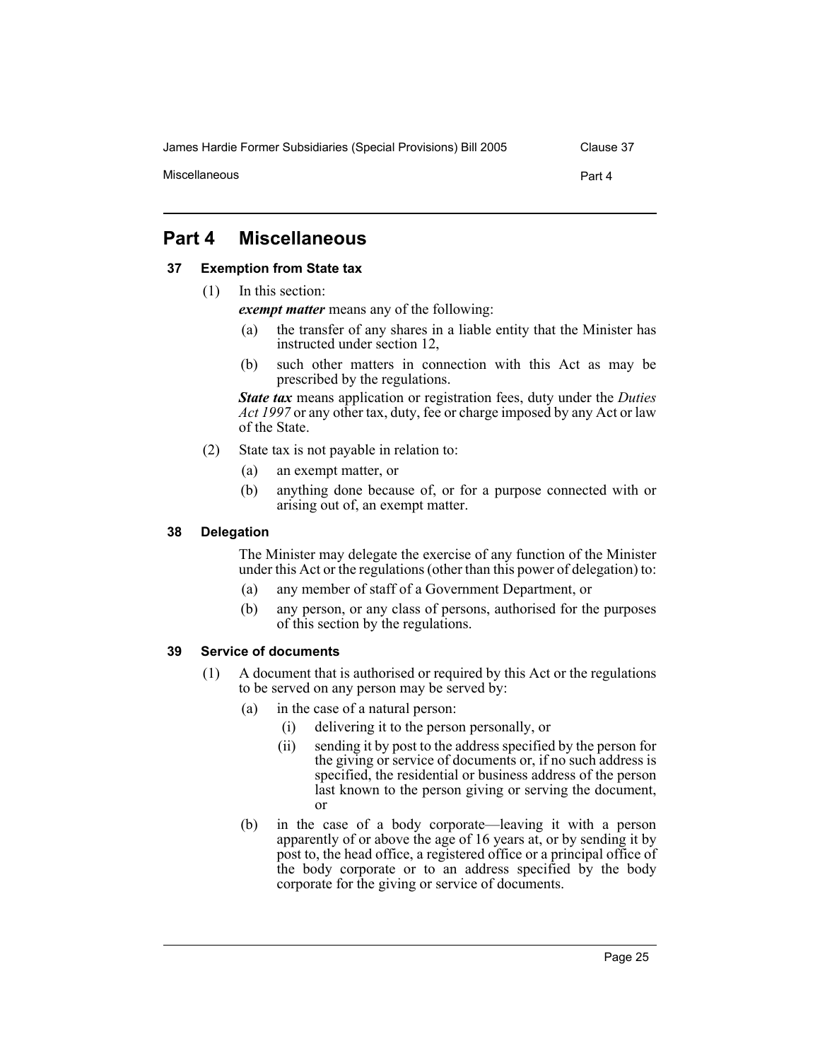# Part 4 Miscellaneous

### 37 Exemption from State tax

(1) In this section:

***exempt matter*** means any of the following:

(a) the transfer of any shares in a liable entity that the Minister has instructed under section 12,

(b) such other matters in connection with this Act as may be prescribed by the regulations.

***State tax*** means application or registration fees, duty under the *Duties Act 1997* or any other tax, duty, fee or charge imposed by any Act or law of the State.

(2) State tax is not payable in relation to:

(a) an exempt matter, or

(b) anything done because of, or for a purpose connected with or arising out of, an exempt matter.

### 38 Delegation

The Minister may delegate the exercise of any function of the Minister under this Act or the regulations (other than this power of delegation) to:

(a) any member of staff of a Government Department, or

(b) any person, or any class of persons, authorised for the purposes of this section by the regulations.

### 39 Service of documents

(1) A document that is authorised or required by this Act or the regulations to be served on any person may be served by:

(a) in the case of a natural person:

(i) delivering it to the person personally, or

(ii) sending it by post to the address specified by the person for the giving or service of documents or, if no such address is specified, the residential or business address of the person last known to the person giving or serving the document, or

(b) in the case of a body corporate—leaving it with a person apparently of or above the age of 16 years at, or by sending it by post to, the head office, a registered office or a principal office of the body corporate or to an address specified by the body corporate for the giving or service of documents.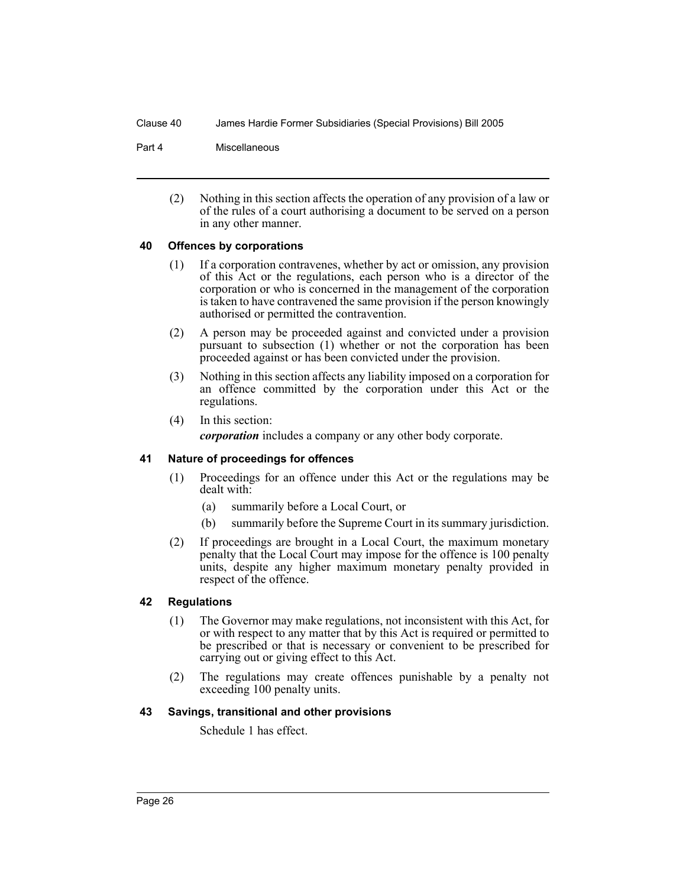(2) Nothing in this section affects the operation of any provision of a law or of the rules of a court authorising a document to be served on a person in any other manner.

### 40 Offences by corporations

(1) If a corporation contravenes, whether by act or omission, any provision of this Act or the regulations, each person who is a director of the corporation or who is concerned in the management of the corporation is taken to have contravened the same provision if the person knowingly authorised or permitted the contravention.

(2) A person may be proceeded against and convicted under a provision pursuant to subsection (1) whether or not the corporation has been proceeded against or has been convicted under the provision.

(3) Nothing in this section affects any liability imposed on a corporation for an offence committed by the corporation under this Act or the regulations.

(4) In this section:

***corporation*** includes a company or any other body corporate.

### 41 Nature of proceedings for offences

(1) Proceedings for an offence under this Act or the regulations may be dealt with:

(a) summarily before a Local Court, or

(b) summarily before the Supreme Court in its summary jurisdiction.

(2) If proceedings are brought in a Local Court, the maximum monetary penalty that the Local Court may impose for the offence is 100 penalty units, despite any higher maximum monetary penalty provided in respect of the offence.

### 42 Regulations

(1) The Governor may make regulations, not inconsistent with this Act, for or with respect to any matter that by this Act is required or permitted to be prescribed or that is necessary or convenient to be prescribed for carrying out or giving effect to this Act.

(2) The regulations may create offences punishable by a penalty not exceeding 100 penalty units.

### 43 Savings, transitional and other provisions

Schedule 1 has effect.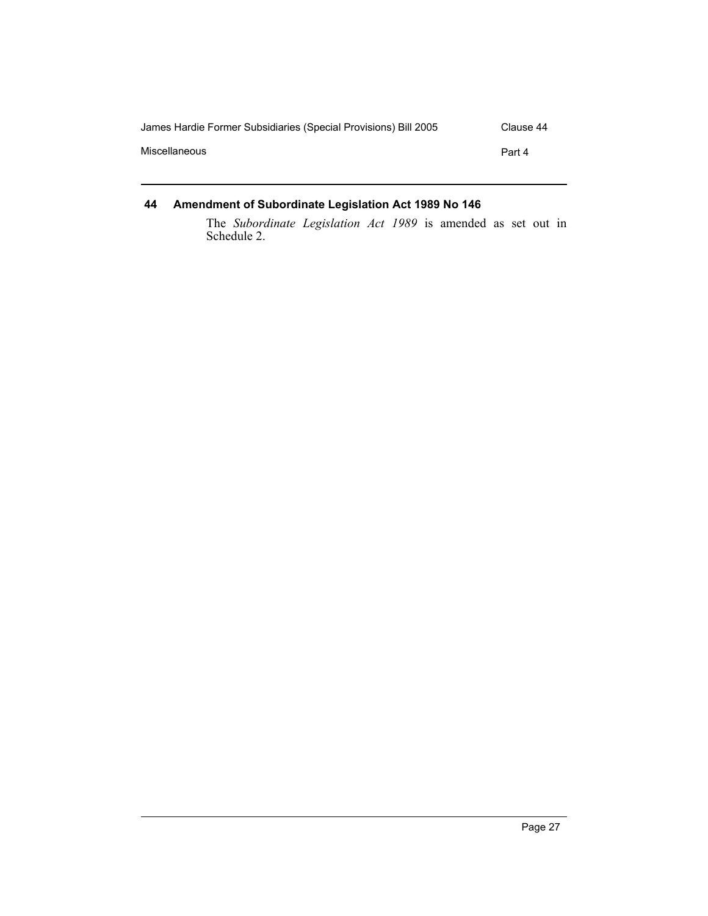## 44 Amendment of Subordinate Legislation Act 1989 No 146

The *Subordinate Legislation Act 1989* is amended as set out in Schedule 2.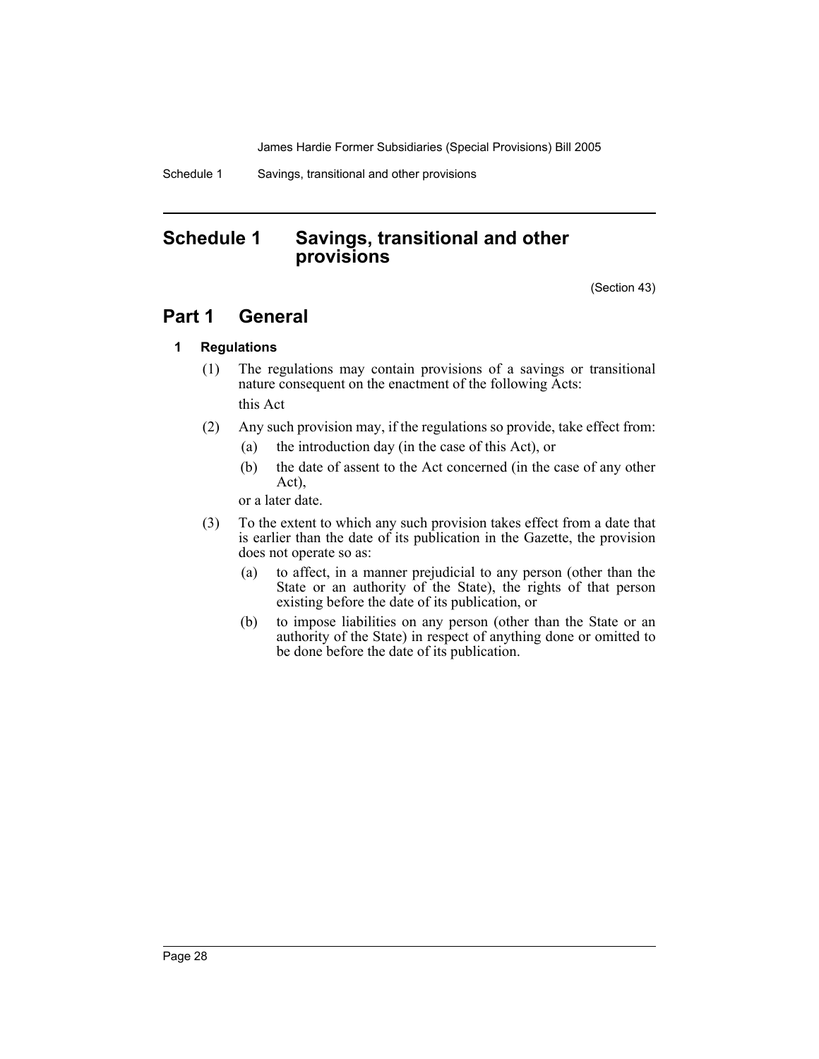# Schedule 1 Savings, transitional and other provisions

(Section 43)

## Part 1 General

### 1 Regulations

(1) The regulations may contain provisions of a savings or transitional nature consequent on the enactment of the following Acts:

this Act

(2) Any such provision may, if the regulations so provide, take effect from:

(a) the introduction day (in the case of this Act), or

(b) the date of assent to the Act concerned (in the case of any other Act),

or a later date.

(3) To the extent to which any such provision takes effect from a date that is earlier than the date of its publication in the Gazette, the provision does not operate so as:

(a) to affect, in a manner prejudicial to any person (other than the State or an authority of the State), the rights of that person existing before the date of its publication, or

(b) to impose liabilities on any person (other than the State or an authority of the State) in respect of anything done or omitted to be done before the date of its publication.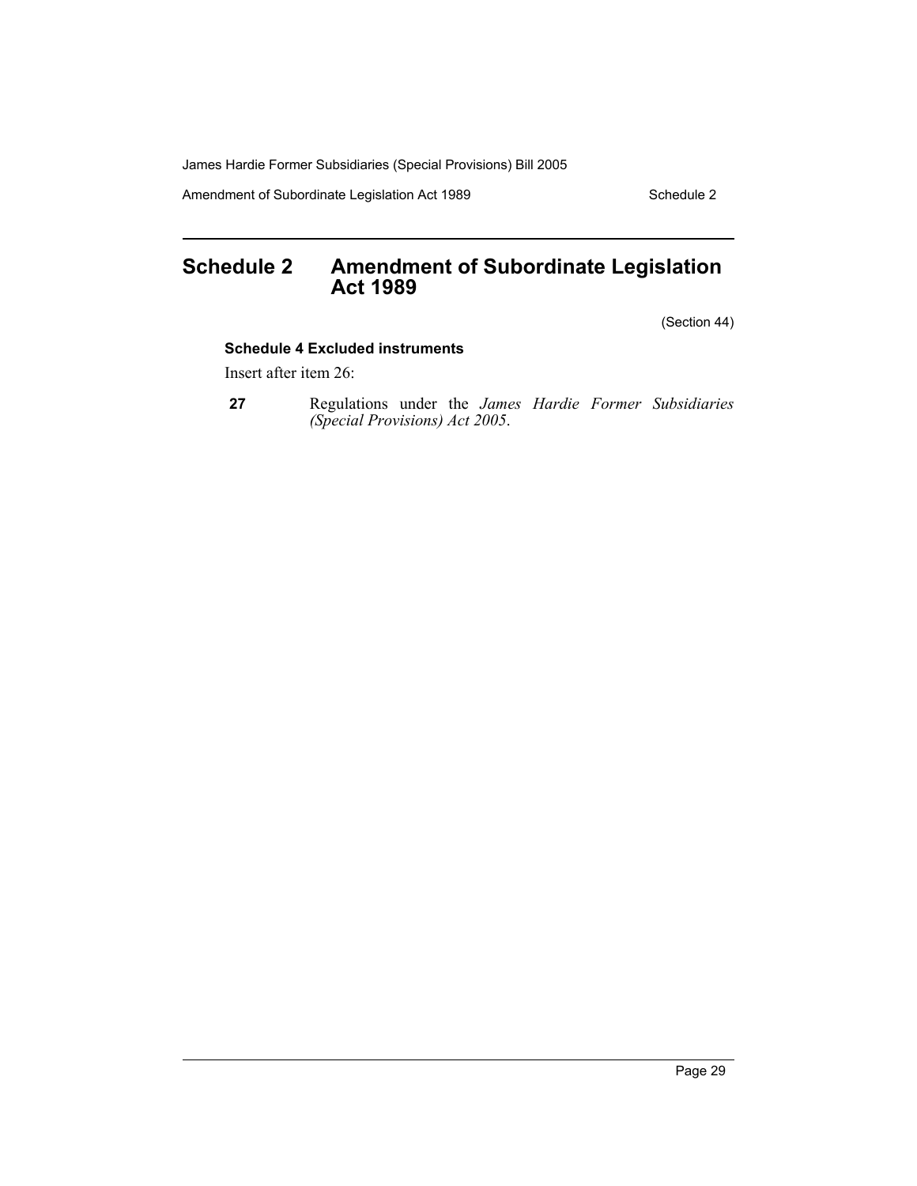# Schedule 2 Amendment of Subordinate Legislation Act 1989

(Section 44)

**Schedule 4 Excluded instruments**

Insert after item 26:

**27** Regulations under the *James Hardie Former Subsidiaries (Special Provisions) Act 2005*.